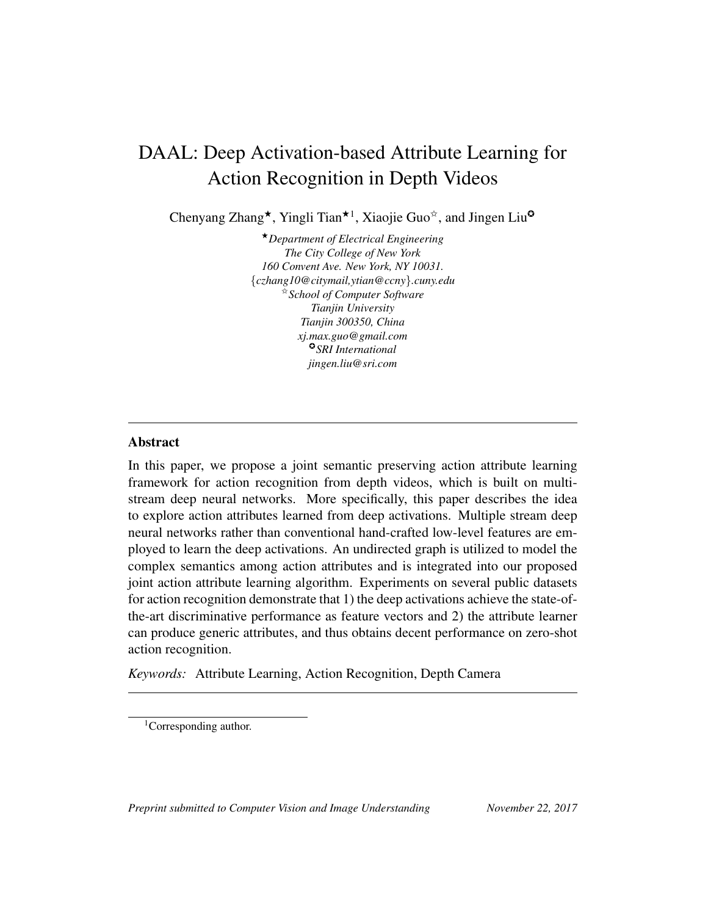# DAAL: Deep Activation-based Attribute Learning for Action Recognition in Depth Videos

Chenyang Zhang[★], Yingli Tian[★1], Xiaojie Guo[☆], and Jingen Liu[✪]

[★]*Department of Electrical Engineering*
*The City College of New York*
*160 Convent Ave. New York, NY 10031.*
{*czhang10@citymail,ytian@ccny*}*.cuny.edu*
[☆]*School of Computer Software*
*Tianjin University*
*Tianjin 300350, China*
*xj.max.guo@gmail.com*
[✪]*SRI International*
*jingen.liu@sri.com*

---

## Abstract

In this paper, we propose a joint semantic preserving action attribute learning framework for action recognition from depth videos, which is built on multi-stream deep neural networks. More specifically, this paper describes the idea to explore action attributes learned from deep activations. Multiple stream deep neural networks rather than conventional hand-crafted low-level features are employed to learn the deep activations. An undirected graph is utilized to model the complex semantics among action attributes and is integrated into our proposed joint action attribute learning algorithm. Experiments on several public datasets for action recognition demonstrate that 1) the deep activations achieve the state-of-the-art discriminative performance as feature vectors and 2) the attribute learner can produce generic attributes, and thus obtains decent performance on zero-shot action recognition.

*Keywords:* Attribute Learning, Action Recognition, Depth Camera

---

[1]Corresponding author.

*Preprint submitted to Computer Vision and Image Understanding* November 22, 2017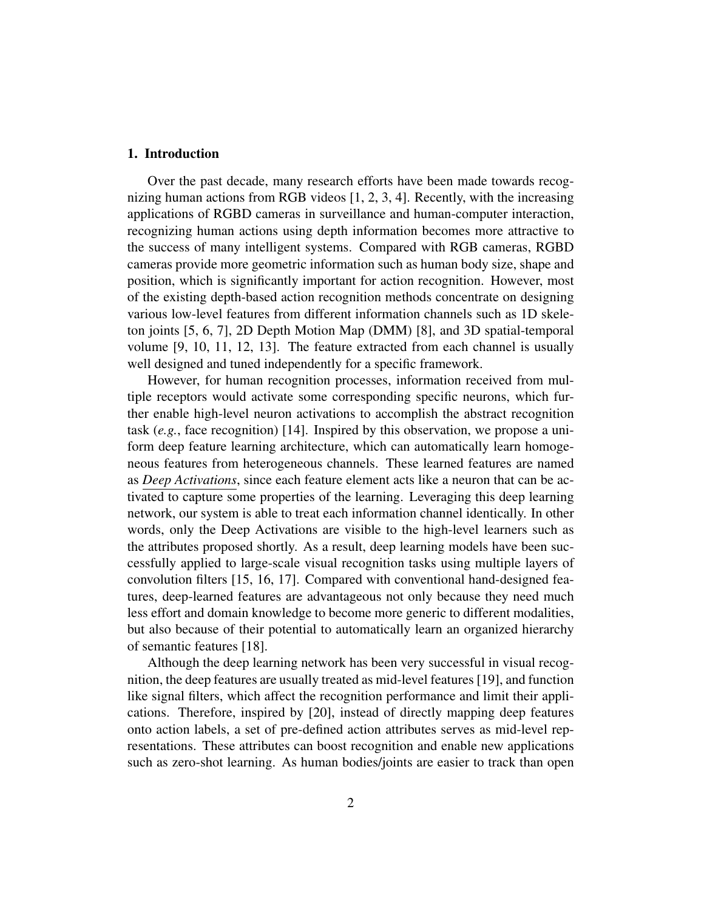## 1. Introduction

Over the past decade, many research efforts have been made towards recognizing human actions from RGB videos [1, 2, 3, 4]. Recently, with the increasing applications of RGBD cameras in surveillance and human-computer interaction, recognizing human actions using depth information becomes more attractive to the success of many intelligent systems. Compared with RGB cameras, RGBD cameras provide more geometric information such as human body size, shape and position, which is significantly important for action recognition. However, most of the existing depth-based action recognition methods concentrate on designing various low-level features from different information channels such as 1D skeleton joints [5, 6, 7], 2D Depth Motion Map (DMM) [8], and 3D spatial-temporal volume [9, 10, 11, 12, 13]. The feature extracted from each channel is usually well designed and tuned independently for a specific framework.

However, for human recognition processes, information received from multiple receptors would activate some corresponding specific neurons, which further enable high-level neuron activations to accomplish the abstract recognition task (*e.g.*, face recognition) [14]. Inspired by this observation, we propose a uniform deep feature learning architecture, which can automatically learn homogeneous features from heterogeneous channels. These learned features are named as ***Deep Activations***, since each feature element acts like a neuron that can be activated to capture some properties of the learning. Leveraging this deep learning network, our system is able to treat each information channel identically. In other words, only the Deep Activations are visible to the high-level learners such as the attributes proposed shortly. As a result, deep learning models have been successfully applied to large-scale visual recognition tasks using multiple layers of convolution filters [15, 16, 17]. Compared with conventional hand-designed features, deep-learned features are advantageous not only because they need much less effort and domain knowledge to become more generic to different modalities, but also because of their potential to automatically learn an organized hierarchy of semantic features [18].

Although the deep learning network has been very successful in visual recognition, the deep features are usually treated as mid-level features [19], and function like signal filters, which affect the recognition performance and limit their applications. Therefore, inspired by [20], instead of directly mapping deep features onto action labels, a set of pre-defined action attributes serves as mid-level representations. These attributes can boost recognition and enable new applications such as zero-shot learning. As human bodies/joints are easier to track than open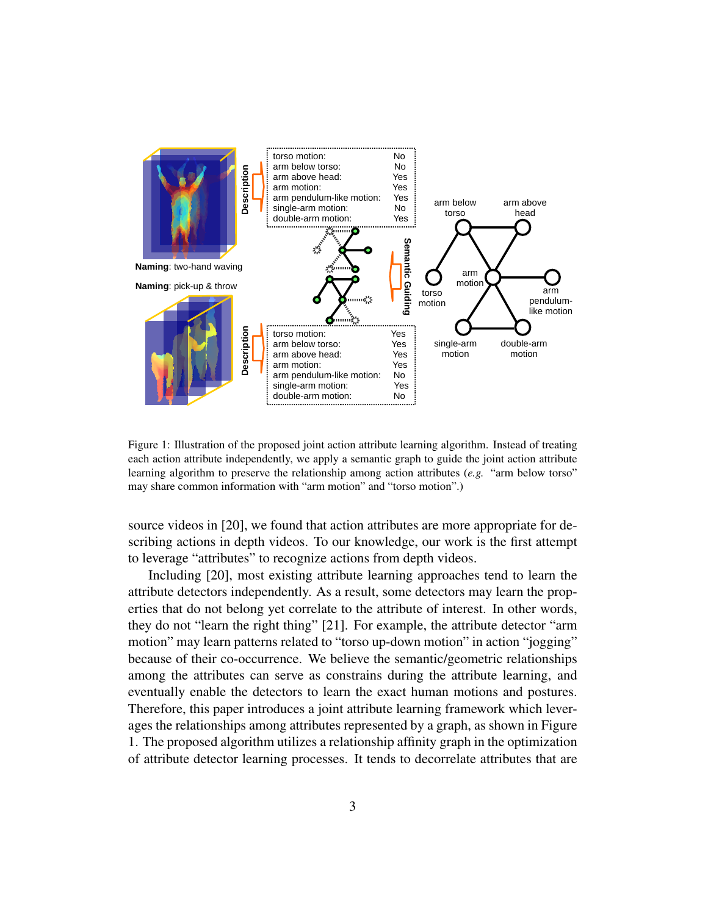Figure 1: Illustration of the proposed joint action attribute learning algorithm. Instead of treating each action attribute independently, we apply a semantic graph to guide the joint action attribute learning algorithm to preserve the relationship among action attributes (*e.g.* "arm below torso" may share common information with "arm motion" and "torso motion".)

source videos in [20], we found that action attributes are more appropriate for describing actions in depth videos. To our knowledge, our work is the first attempt to leverage "attributes" to recognize actions from depth videos.

Including [20], most existing attribute learning approaches tend to learn the attribute detectors independently. As a result, some detectors may learn the properties that do not belong yet correlate to the attribute of interest. In other words, they do not "learn the right thing" [21]. For example, the attribute detector "arm motion" may learn patterns related to "torso up-down motion" in action "jogging" because of their co-occurrence. We believe the semantic/geometric relationships among the attributes can serve as constrains during the attribute learning, and eventually enable the detectors to learn the exact human motions and postures. Therefore, this paper introduces a joint attribute learning framework which leverages the relationships among attributes represented by a graph, as shown in Figure 1. The proposed algorithm utilizes a relationship affinity graph in the optimization of attribute detector learning processes. It tends to decorrelate attributes that are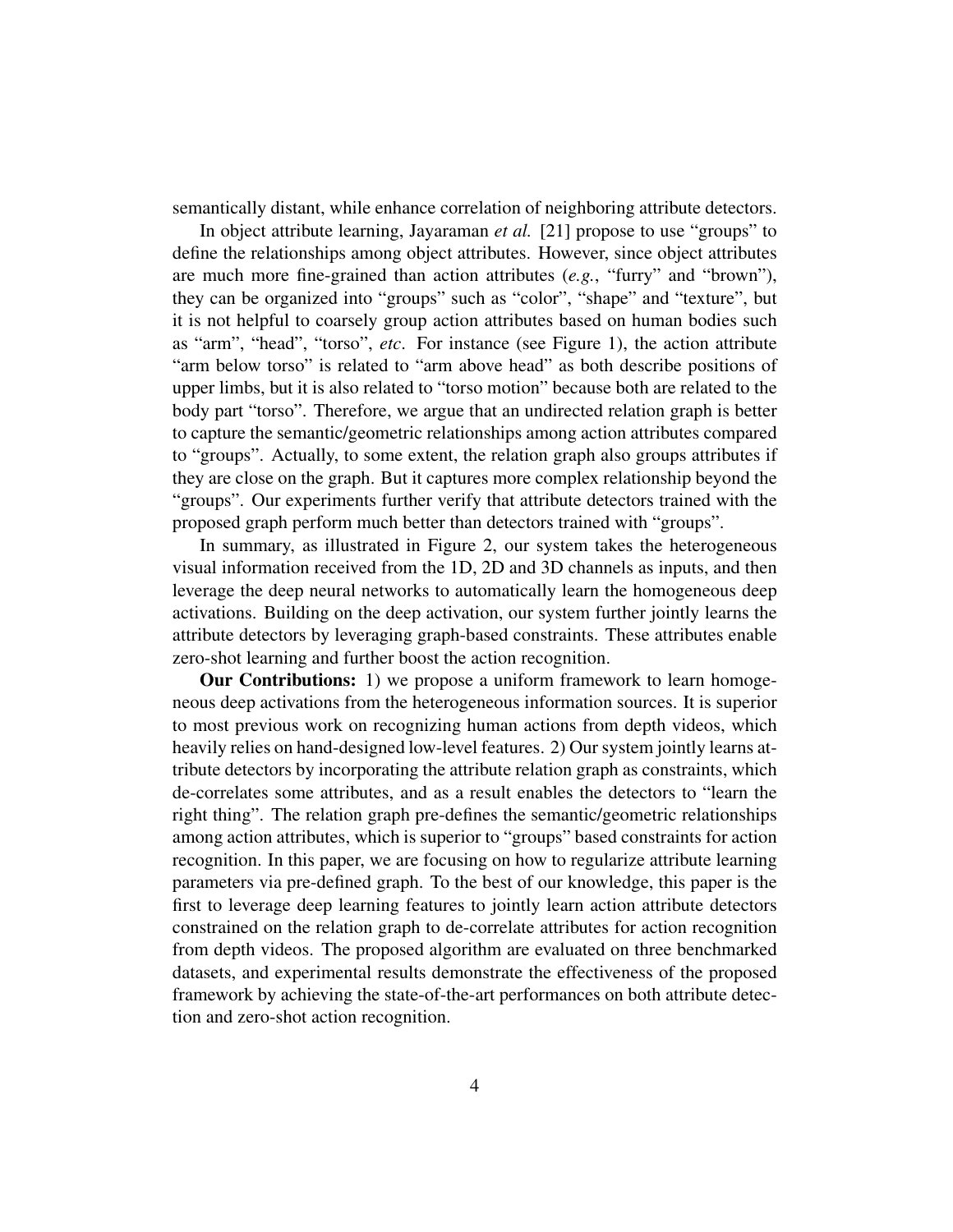semantically distant, while enhance correlation of neighboring attribute detectors.

In object attribute learning, Jayaraman *et al.* [21] propose to use "groups" to define the relationships among object attributes. However, since object attributes are much more fine-grained than action attributes (*e.g.*, "furry" and "brown"), they can be organized into "groups" such as "color", "shape" and "texture", but it is not helpful to coarsely group action attributes based on human bodies such as "arm", "head", "torso", *etc*. For instance (see Figure 1), the action attribute "arm below torso" is related to "arm above head" as both describe positions of upper limbs, but it is also related to "torso motion" because both are related to the body part "torso". Therefore, we argue that an undirected relation graph is better to capture the semantic/geometric relationships among action attributes compared to "groups". Actually, to some extent, the relation graph also groups attributes if they are close on the graph. But it captures more complex relationship beyond the "groups". Our experiments further verify that attribute detectors trained with the proposed graph perform much better than detectors trained with "groups".

In summary, as illustrated in Figure 2, our system takes the heterogeneous visual information received from the 1D, 2D and 3D channels as inputs, and then leverage the deep neural networks to automatically learn the homogeneous deep activations. Building on the deep activation, our system further jointly learns the attribute detectors by leveraging graph-based constraints. These attributes enable zero-shot learning and further boost the action recognition.

**Our Contributions:** 1) we propose a uniform framework to learn homogeneous deep activations from the heterogeneous information sources. It is superior to most previous work on recognizing human actions from depth videos, which heavily relies on hand-designed low-level features. 2) Our system jointly learns attribute detectors by incorporating the attribute relation graph as constraints, which de-correlates some attributes, and as a result enables the detectors to "learn the right thing". The relation graph pre-defines the semantic/geometric relationships among action attributes, which is superior to "groups" based constraints for action recognition. In this paper, we are focusing on how to regularize attribute learning parameters via pre-defined graph. To the best of our knowledge, this paper is the first to leverage deep learning features to jointly learn action attribute detectors constrained on the relation graph to de-correlate attributes for action recognition from depth videos. The proposed algorithm are evaluated on three benchmarked datasets, and experimental results demonstrate the effectiveness of the proposed framework by achieving the state-of-the-art performances on both attribute detection and zero-shot action recognition.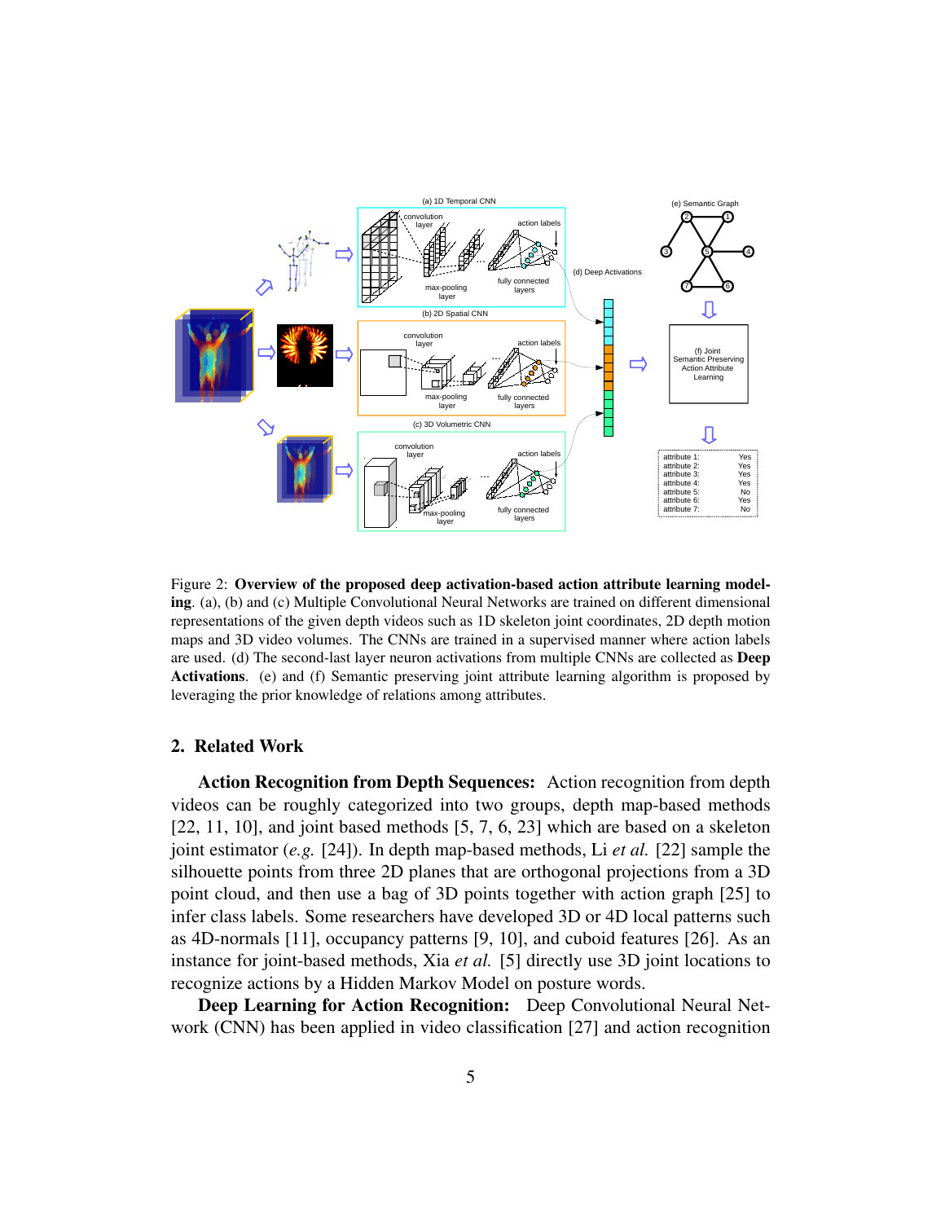Figure 2: **Overview of the proposed deep activation-based action attribute learning modeling**. (a), (b) and (c) Multiple Convolutional Neural Networks are trained on different dimensional representations of the given depth videos such as 1D skeleton joint coordinates, 2D depth motion maps and 3D video volumes. The CNNs are trained in a supervised manner where action labels are used. (d) The second-last layer neuron activations from multiple CNNs are collected as **Deep Activations**. (e) and (f) Semantic preserving joint attribute learning algorithm is proposed by leveraging the prior knowledge of relations among attributes.

## 2. Related Work

**Action Recognition from Depth Sequences:** Action recognition from depth videos can be roughly categorized into two groups, depth map-based methods [22, 11, 10], and joint based methods [5, 7, 6, 23] which are based on a skeleton joint estimator (*e.g.* [24]). In depth map-based methods, Li *et al.* [22] sample the silhouette points from three 2D planes that are orthogonal projections from a 3D point cloud, and then use a bag of 3D points together with action graph [25] to infer class labels. Some researchers have developed 3D or 4D local patterns such as 4D-normals [11], occupancy patterns [9, 10], and cuboid features [26]. As an instance for joint-based methods, Xia *et al.* [5] directly use 3D joint locations to recognize actions by a Hidden Markov Model on posture words.

**Deep Learning for Action Recognition:** Deep Convolutional Neural Network (CNN) has been applied in video classification [27] and action recognition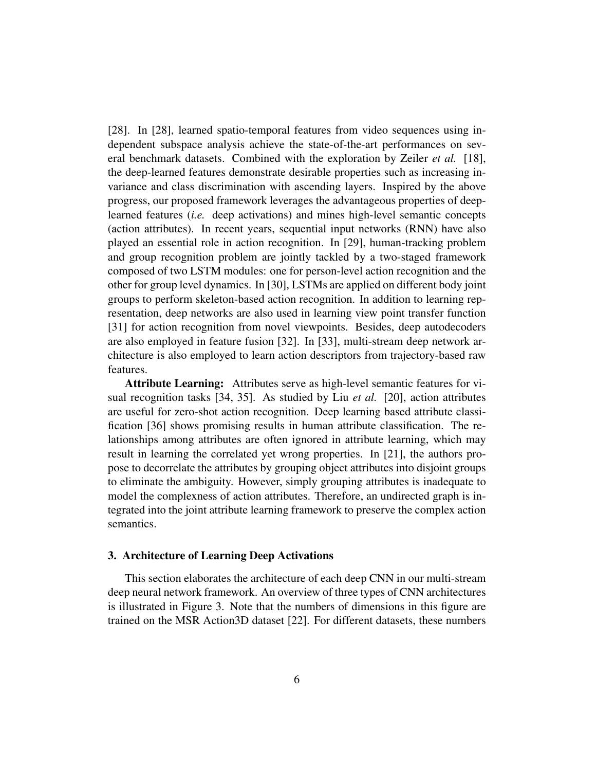[28]. In [28], learned spatio-temporal features from video sequences using independent subspace analysis achieve the state-of-the-art performances on several benchmark datasets. Combined with the exploration by Zeiler *et al.* [18], the deep-learned features demonstrate desirable properties such as increasing invariance and class discrimination with ascending layers. Inspired by the above progress, our proposed framework leverages the advantageous properties of deep-learned features (*i.e.* deep activations) and mines high-level semantic concepts (action attributes). In recent years, sequential input networks (RNN) have also played an essential role in action recognition. In [29], human-tracking problem and group recognition problem are jointly tackled by a two-staged framework composed of two LSTM modules: one for person-level action recognition and the other for group level dynamics. In [30], LSTMs are applied on different body joint groups to perform skeleton-based action recognition. In addition to learning representation, deep networks are also used in learning view point transfer function [31] for action recognition from novel viewpoints. Besides, deep autodecoders are also employed in feature fusion [32]. In [33], multi-stream deep network architecture is also employed to learn action descriptors from trajectory-based raw features.

**Attribute Learning:** Attributes serve as high-level semantic features for visual recognition tasks [34, 35]. As studied by Liu *et al.* [20], action attributes are useful for zero-shot action recognition. Deep learning based attribute classification [36] shows promising results in human attribute classification. The relationships among attributes are often ignored in attribute learning, which may result in learning the correlated yet wrong properties. In [21], the authors propose to decorrelate the attributes by grouping object attributes into disjoint groups to eliminate the ambiguity. However, simply grouping attributes is inadequate to model the complexness of action attributes. Therefore, an undirected graph is integrated into the joint attribute learning framework to preserve the complex action semantics.

### 3. Architecture of Learning Deep Activations

This section elaborates the architecture of each deep CNN in our multi-stream deep neural network framework. An overview of three types of CNN architectures is illustrated in Figure 3. Note that the numbers of dimensions in this figure are trained on the MSR Action3D dataset [22]. For different datasets, these numbers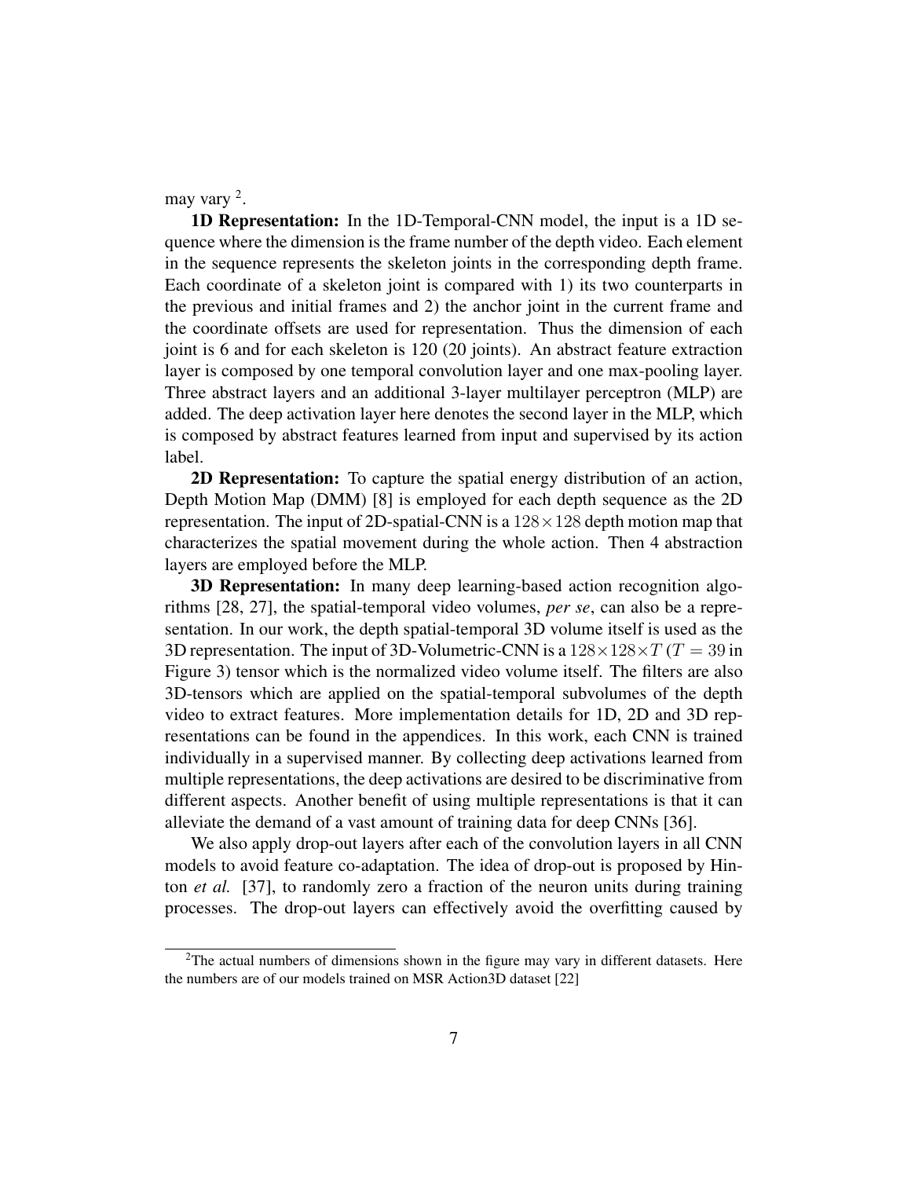may vary [2].

**1D Representation:** In the 1D-Temporal-CNN model, the input is a 1D sequence where the dimension is the frame number of the depth video. Each element in the sequence represents the skeleton joints in the corresponding depth frame. Each coordinate of a skeleton joint is compared with 1) its two counterparts in the previous and initial frames and 2) the anchor joint in the current frame and the coordinate offsets are used for representation. Thus the dimension of each joint is 6 and for each skeleton is 120 (20 joints). An abstract feature extraction layer is composed by one temporal convolution layer and one max-pooling layer. Three abstract layers and an additional 3-layer multilayer perceptron (MLP) are added. The deep activation layer here denotes the second layer in the MLP, which is composed by abstract features learned from input and supervised by its action label.

**2D Representation:** To capture the spatial energy distribution of an action, Depth Motion Map (DMM) [8] is employed for each depth sequence as the 2D representation. The input of 2D-spatial-CNN is a $128 \times 128$ depth motion map that characterizes the spatial movement during the whole action. Then 4 abstraction layers are employed before the MLP.

**3D Representation:** In many deep learning-based action recognition algorithms [28, 27], the spatial-temporal video volumes, *per se*, can also be a representation. In our work, the depth spatial-temporal 3D volume itself is used as the 3D representation. The input of 3D-Volumetric-CNN is a $128 \times 128 \times T$ ($T = 39$ in Figure 3) tensor which is the normalized video volume itself. The filters are also 3D-tensors which are applied on the spatial-temporal subvolumes of the depth video to extract features. More implementation details for 1D, 2D and 3D representations can be found in the appendices. In this work, each CNN is trained individually in a supervised manner. By collecting deep activations learned from multiple representations, the deep activations are desired to be discriminative from different aspects. Another benefit of using multiple representations is that it can alleviate the demand of a vast amount of training data for deep CNNs [36].

We also apply drop-out layers after each of the convolution layers in all CNN models to avoid feature co-adaptation. The idea of drop-out is proposed by Hinton *et al.* [37], to randomly zero a fraction of the neuron units during training processes. The drop-out layers can effectively avoid the overfitting caused by

[2] The actual numbers of dimensions shown in the figure may vary in different datasets. Here the numbers are of our models trained on MSR Action3D dataset [22]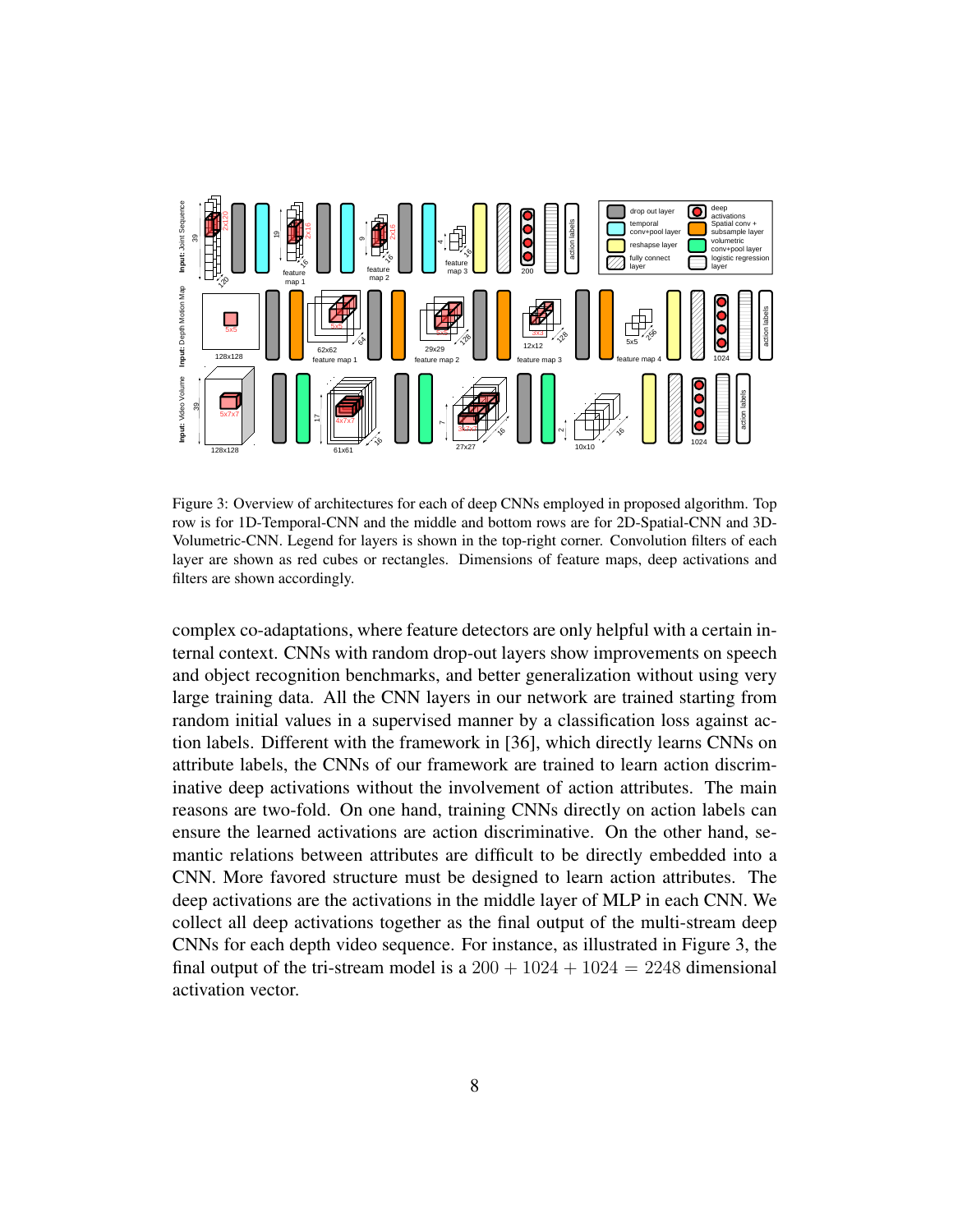Figure 3: Overview of architectures for each of deep CNNs employed in proposed algorithm. Top row is for 1D-Temporal-CNN and the middle and bottom rows are for 2D-Spatial-CNN and 3D-Volumetric-CNN. Legend for layers is shown in the top-right corner. Convolution filters of each layer are shown as red cubes or rectangles. Dimensions of feature maps, deep activations and filters are shown accordingly.

complex co-adaptations, where feature detectors are only helpful with a certain internal context. CNNs with random drop-out layers show improvements on speech and object recognition benchmarks, and better generalization without using very large training data. All the CNN layers in our network are trained starting from random initial values in a supervised manner by a classification loss against action labels. Different with the framework in [36], which directly learns CNNs on attribute labels, the CNNs of our framework are trained to learn action discriminative deep activations without the involvement of action attributes. The main reasons are two-fold. On one hand, training CNNs directly on action labels can ensure the learned activations are action discriminative. On the other hand, semantic relations between attributes are difficult to be directly embedded into a CNN. More favored structure must be designed to learn action attributes. The deep activations are the activations in the middle layer of MLP in each CNN. We collect all deep activations together as the final output of the multi-stream deep CNNs for each depth video sequence. For instance, as illustrated in Figure 3, the final output of the tri-stream model is a $200 + 1024 + 1024 = 2248$ dimensional activation vector.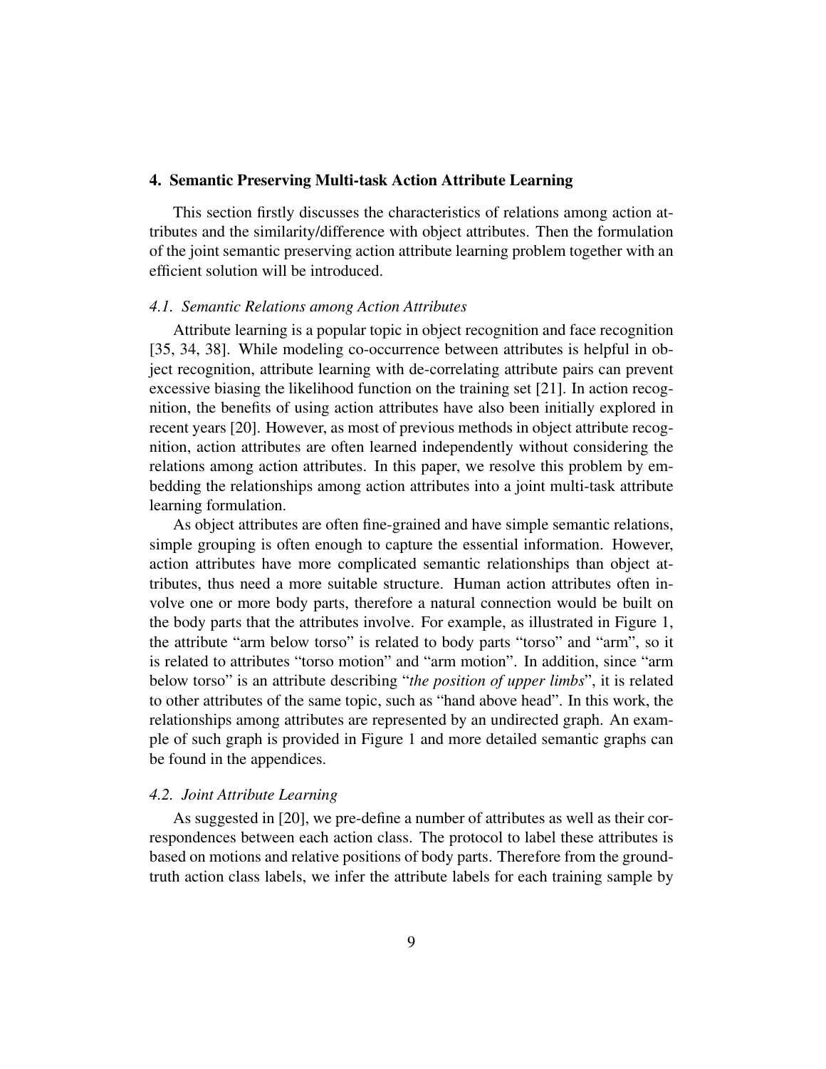## 4. Semantic Preserving Multi-task Action Attribute Learning

This section firstly discusses the characteristics of relations among action attributes and the similarity/difference with object attributes. Then the formulation of the joint semantic preserving action attribute learning problem together with an efficient solution will be introduced.

### *4.1. Semantic Relations among Action Attributes*

Attribute learning is a popular topic in object recognition and face recognition [35, 34, 38]. While modeling co-occurrence between attributes is helpful in object recognition, attribute learning with de-correlating attribute pairs can prevent excessive biasing the likelihood function on the training set [21]. In action recognition, the benefits of using action attributes have also been initially explored in recent years [20]. However, as most of previous methods in object attribute recognition, action attributes are often learned independently without considering the relations among action attributes. In this paper, we resolve this problem by embedding the relationships among action attributes into a joint multi-task attribute learning formulation.

As object attributes are often fine-grained and have simple semantic relations, simple grouping is often enough to capture the essential information. However, action attributes have more complicated semantic relationships than object attributes, thus need a more suitable structure. Human action attributes often involve one or more body parts, therefore a natural connection would be built on the body parts that the attributes involve. For example, as illustrated in Figure 1, the attribute "arm below torso" is related to body parts "torso" and "arm", so it is related to attributes "torso motion" and "arm motion". In addition, since "arm below torso" is an attribute describing "*the position of upper limbs*", it is related to other attributes of the same topic, such as "hand above head". In this work, the relationships among attributes are represented by an undirected graph. An example of such graph is provided in Figure 1 and more detailed semantic graphs can be found in the appendices.

### *4.2. Joint Attribute Learning*

As suggested in [20], we pre-define a number of attributes as well as their correspondences between each action class. The protocol to label these attributes is based on motions and relative positions of body parts. Therefore from the ground-truth action class labels, we infer the attribute labels for each training sample by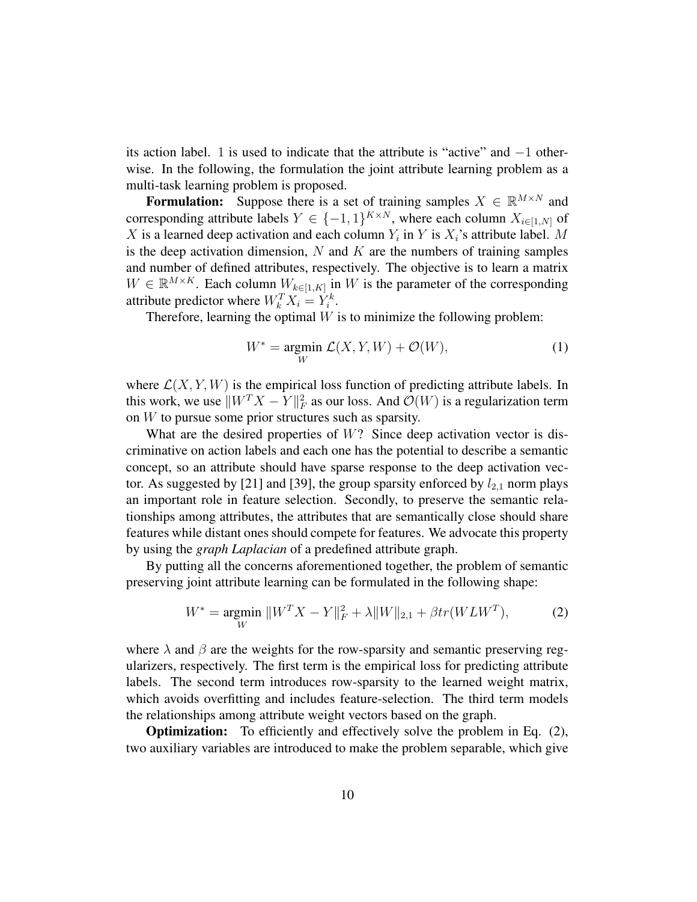its action label. 1 is used to indicate that the attribute is "active" and $-1$ otherwise. In the following, the formulation the joint attribute learning problem as a multi-task learning problem is proposed.

**Formulation:** Suppose there is a set of training samples $X \in \mathbb{R}^{M \times N}$ and corresponding attribute labels $Y \in \{-1, 1\}^{K \times N}$, where each column $X_{i \in [1,N]}$ of $X$ is a learned deep activation and each column $Y_i$ in $Y$ is $X_i$'s attribute label. $M$ is the deep activation dimension, $N$ and $K$ are the numbers of training samples and number of defined attributes, respectively. The objective is to learn a matrix $W \in \mathbb{R}^{M \times K}$. Each column $W_{k \in [1,K]}$ in $W$ is the parameter of the corresponding attribute predictor where $W_k^T X_i = Y_i^k$.

Therefore, learning the optimal $W$ is to minimize the following problem:

$$W^* = \underset{W}{\operatorname{argmin}} \ \mathcal{L}(X, Y, W) + \mathcal{O}(W), \tag{1}$$

where $\mathcal{L}(X, Y, W)$ is the empirical loss function of predicting attribute labels. In this work, we use $\|W^T X - Y\|_F^2$ as our loss. And $\mathcal{O}(W)$ is a regularization term on $W$ to pursue some prior structures such as sparsity.

What are the desired properties of $W$? Since deep activation vector is discriminative on action labels and each one has the potential to describe a semantic concept, so an attribute should have sparse response to the deep activation vector. As suggested by [21] and [39], the group sparsity enforced by $l_{2,1}$ norm plays an important role in feature selection. Secondly, to preserve the semantic relationships among attributes, the attributes that are semantically close should share features while distant ones should compete for features. We advocate this property by using the *graph Laplacian* of a predefined attribute graph.

By putting all the concerns aforementioned together, the problem of semantic preserving joint attribute learning can be formulated in the following shape:

$$W^* = \underset{W}{\operatorname{argmin}} \ \|W^T X - Y\|_F^2 + \lambda \|W\|_{2,1} + \beta tr(WLW^T), \tag{2}$$

where $\lambda$ and $\beta$ are the weights for the row-sparsity and semantic preserving regularizers, respectively. The first term is the empirical loss for predicting attribute labels. The second term introduces row-sparsity to the learned weight matrix, which avoids overfitting and includes feature-selection. The third term models the relationships among attribute weight vectors based on the graph.

**Optimization:** To efficiently and effectively solve the problem in Eq. (2), two auxiliary variables are introduced to make the problem separable, which give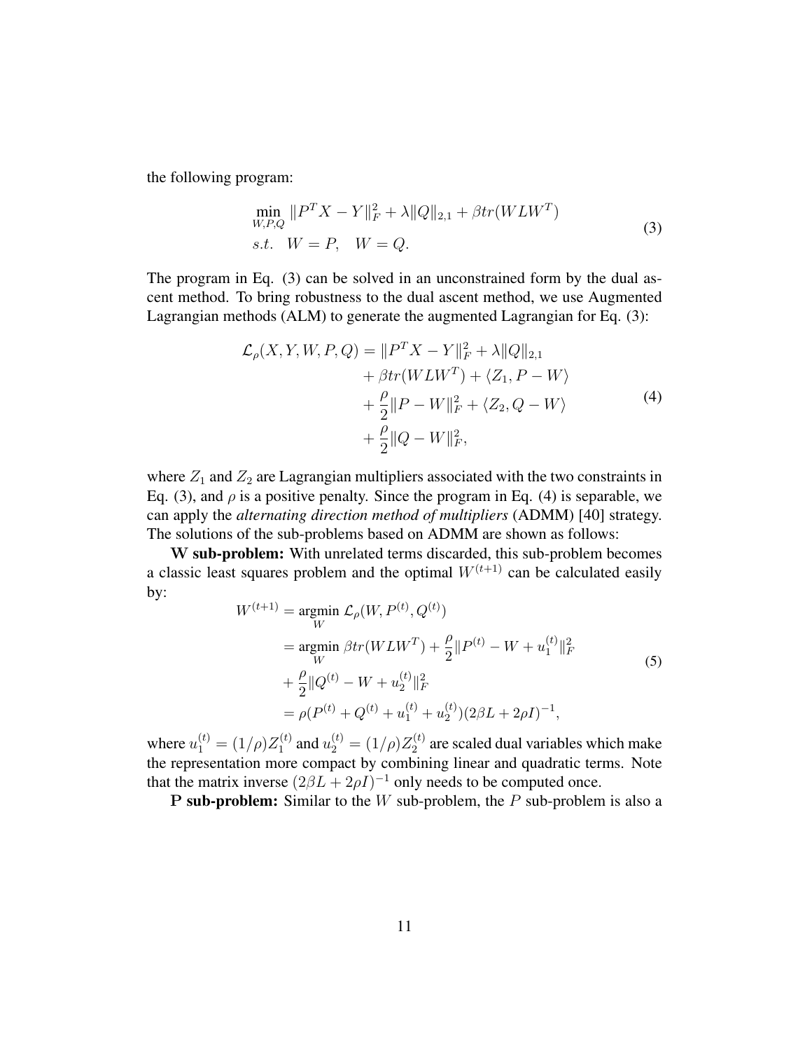the following program:

$$
\begin{aligned}
&\min_{W,P,Q} \|P^T X - Y\|_F^2 + \lambda \|Q\|_{2,1} + \beta tr(WLW^T) \\
&s.t. \quad W = P, \quad W = Q.
\end{aligned}
\tag{3}
$$

The program in Eq. (3) can be solved in an unconstrained form by the dual ascent method. To bring robustness to the dual ascent method, we use Augmented Lagrangian methods (ALM) to generate the augmented Lagrangian for Eq. (3):

$$
\begin{aligned}
\mathcal{L}_\rho(X, Y, W, P, Q) = \|P^T X - Y\|_F^2 &+ \lambda \|Q\|_{2,1} \\
&+ \beta tr(WLW^T) + \langle Z_1, P - W \rangle \\
&+ \frac{\rho}{2} \|P - W\|_F^2 + \langle Z_2, Q - W \rangle \\
&+ \frac{\rho}{2} \|Q - W\|_F^2,
\end{aligned}
\tag{4}
$$

where $Z_1$ and $Z_2$ are Lagrangian multipliers associated with the two constraints in Eq. (3), and $\rho$ is a positive penalty. Since the program in Eq. (4) is separable, we can apply the *alternating direction method of multipliers* (ADMM) [40] strategy. The solutions of the sub-problems based on ADMM are shown as follows:

**W sub-problem:** With unrelated terms discarded, this sub-problem becomes a classic least squares problem and the optimal $W^{(t+1)}$ can be calculated easily by:

$$
\begin{aligned}
W^{(t+1)} &= \underset{W}{\operatorname{argmin}} \; \mathcal{L}_\rho(W, P^{(t)}, Q^{(t)}) \\
&= \underset{W}{\operatorname{argmin}} \; \beta tr(WLW^T) + \frac{\rho}{2} \|P^{(t)} - W + u_1^{(t)}\|_F^2 \\
&+ \frac{\rho}{2} \|Q^{(t)} - W + u_2^{(t)}\|_F^2 \\
&= \rho(P^{(t)} + Q^{(t)} + u_1^{(t)} + u_2^{(t)})(2\beta L + 2\rho I)^{-1},
\end{aligned}
\tag{5}
$$

where $u_1^{(t)} = (1/\rho) Z_1^{(t)}$ and $u_2^{(t)} = (1/\rho) Z_2^{(t)}$ are scaled dual variables which make the representation more compact by combining linear and quadratic terms. Note that the matrix inverse $(2\beta L + 2\rho I)^{-1}$ only needs to be computed once.

**P sub-problem:** Similar to the $W$ sub-problem, the $P$ sub-problem is also a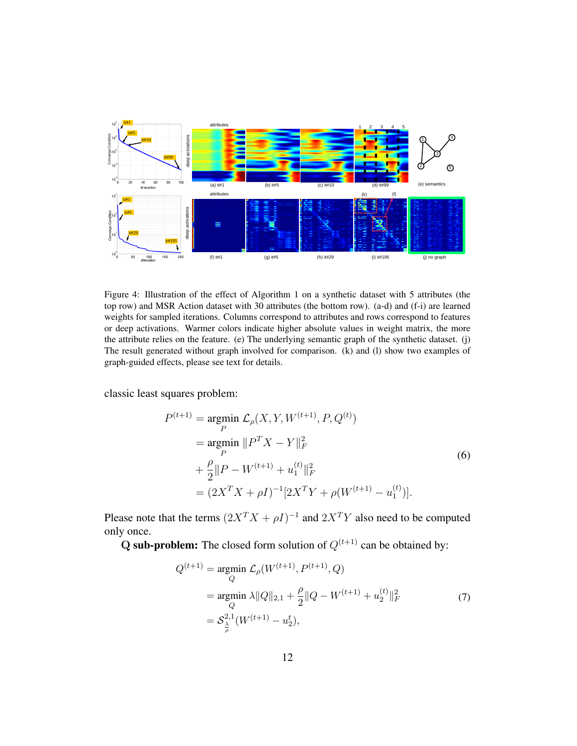Figure 4: Illustration of the effect of Algorithm 1 on a synthetic dataset with 5 attributes (the top row) and MSR Action dataset with 30 attributes (the bottom row). (a-d) and (f-i) are learned weights for sampled iterations. Columns correspond to attributes and rows correspond to features or deep activations. Warmer colors indicate higher absolute values in weight matrix, the more the attribute relies on the feature. (e) The underlying semantic graph of the synthetic dataset. (j) The result generated without graph involved for comparison. (k) and (l) show two examples of graph-guided effects, please see text for details.

classic least squares problem:

$$
\begin{aligned}
P^{(t+1)} &= \underset{P}{\operatorname{argmin}} \; \mathcal{L}_\rho(X, Y, W^{(t+1)}, P, Q^{(t)}) \\
&= \underset{P}{\operatorname{argmin}} \; \|P^T X - Y\|_F^2 \\
&+ \frac{\rho}{2}\|P - W^{(t+1)} + u_1^{(t)}\|_F^2 \\
&= (2X^T X + \rho I)^{-1}[2X^T Y + \rho(W^{(t+1)} - u_1^{(t)})].
\end{aligned} \tag{6}
$$

Please note that the terms $(2X^T X + \rho I)^{-1}$ and $2X^T Y$ also need to be computed only once.

**Q sub-problem:** The closed form solution of $Q^{(t+1)}$ can be obtained by:

$$
\begin{aligned}
Q^{(t+1)} &= \underset{Q}{\operatorname{argmin}} \; \mathcal{L}_\rho(W^{(t+1)}, P^{(t+1)}, Q) \\
&= \underset{Q}{\operatorname{argmin}} \; \lambda\|Q\|_{2,1} + \frac{\rho}{2}\|Q - W^{(t+1)} + u_2^{(t)}\|_F^2 \\
&= \mathcal{S}_{\frac{\lambda}{\rho}}^{2,1}(W^{(t+1)} - u_2^t),
\end{aligned} \tag{7}
$$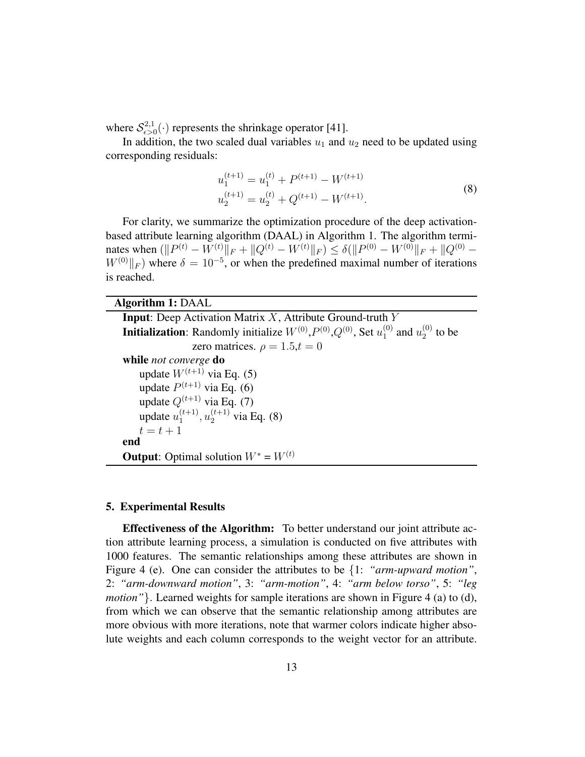where $\mathcal{S}^{2,1}_{\epsilon>0}(\cdot)$ represents the shrinkage operator [41].

In addition, the two scaled dual variables $u_1$ and $u_2$ need to be updated using corresponding residuals:

$$
\begin{aligned}
u_1^{(t+1)} &= u_1^{(t)} + P^{(t+1)} - W^{(t+1)} \\
u_2^{(t+1)} &= u_2^{(t)} + Q^{(t+1)} - W^{(t+1)}.
\end{aligned}
\tag{8}
$$

For clarity, we summarize the optimization procedure of the deep activation-based attribute learning algorithm (DAAL) in Algorithm 1. The algorithm terminates when $(\|P^{(t)} - W^{(t)}\|_F + \|Q^{(t)} - W^{(t)}\|_F) \leq \delta(\|P^{(0)} - W^{(0)}\|_F + \|Q^{(0)} - W^{(0)}\|_F)$ where $\delta = 10^{-5}$, or when the predefined maximal number of iterations is reached.

---

**Algorithm 1:** DAAL

---

**Input**: Deep Activation Matrix $X$, Attribute Ground-truth $Y$

**Initialization**: Randomly initialize $W^{(0)}$,$P^{(0)}$,$Q^{(0)}$, Set $u_1^{(0)}$ and $u_2^{(0)}$ to be zero matrices. $\rho = 1.5$,$t = 0$

**while** *not converge* **do**

- update $W^{(t+1)}$ via Eq. (5)
- update $P^{(t+1)}$ via Eq. (6)
- update $Q^{(t+1)}$ via Eq. (7)
- update $u_1^{(t+1)}, u_2^{(t+1)}$ via Eq. (8)
- $t = t + 1$

**end**

**Output**: Optimal solution $W^*$ = $W^{(t)}$

---

## 5. Experimental Results

**Effectiveness of the Algorithm:** To better understand our joint attribute action attribute learning process, a simulation is conducted on five attributes with 1000 features. The semantic relationships among these attributes are shown in Figure 4 (e). One can consider the attributes to be {1: *"arm-upward motion"*, 2: *"arm-downward motion"*, 3: *"arm-motion"*, 4: *"arm below torso"*, 5: *"leg motion"*}. Learned weights for sample iterations are shown in Figure 4 (a) to (d), from which we can observe that the semantic relationship among attributes are more obvious with more iterations, note that warmer colors indicate higher absolute weights and each column corresponds to the weight vector for an attribute.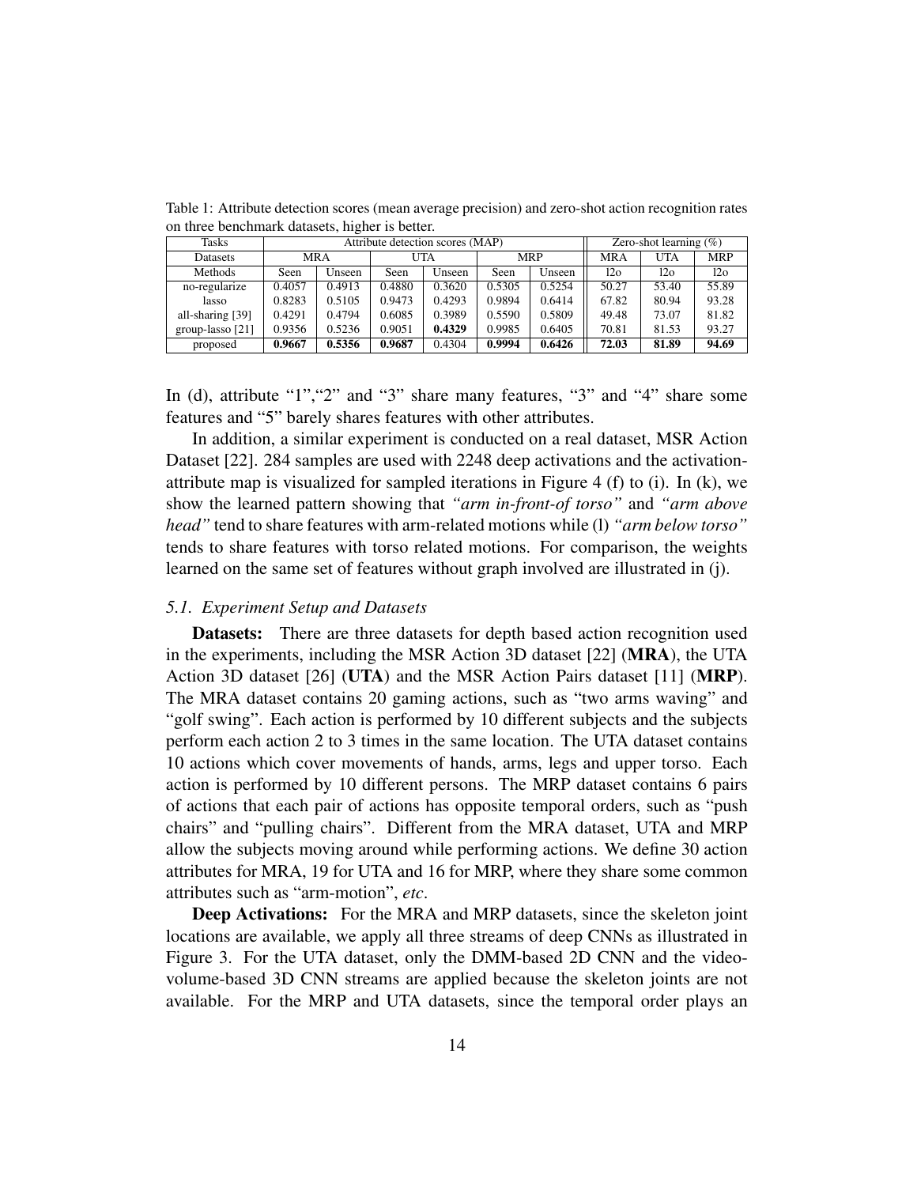Table 1: Attribute detection scores (mean average precision) and zero-shot action recognition rates on three benchmark datasets, higher is better.

| Tasks | Attribute detection scores (MAP) | | | | | | Zero-shot learning (%) | | |
|---|---|---|---|---|---|---|---|---|---|
| Datasets | MRA | | UTA | | MRP | | MRA | UTA | MRP |
| Methods | Seen | Unseen | Seen | Unseen | Seen | Unseen | l2o | l2o | l2o |
| no-regularize | 0.4057 | 0.4913 | 0.4880 | 0.3620 | 0.5305 | 0.5254 | 50.27 | 53.40 | 55.89 |
| lasso | 0.8283 | 0.5105 | 0.9473 | 0.4293 | 0.9894 | 0.6414 | 67.82 | 80.94 | 93.28 |
| all-sharing [39] | 0.4291 | 0.4794 | 0.6085 | 0.3989 | 0.5590 | 0.5809 | 49.48 | 73.07 | 81.82 |
| group-lasso [21] | 0.9356 | 0.5236 | 0.9051 | **0.4329** | 0.9985 | 0.6405 | 70.81 | 81.53 | 93.27 |
| proposed | **0.9667** | **0.5356** | **0.9687** | 0.4304 | **0.9994** | **0.6426** | **72.03** | **81.89** | **94.69** |

In (d), attribute "1","2" and "3" share many features, "3" and "4" share some features and "5" barely shares features with other attributes.

In addition, a similar experiment is conducted on a real dataset, MSR Action Dataset [22]. 284 samples are used with 2248 deep activations and the activation-attribute map is visualized for sampled iterations in Figure 4 (f) to (i). In (k), we show the learned pattern showing that *"arm in-front-of torso"* and *"arm above head"* tend to share features with arm-related motions while (l) *"arm below torso"* tends to share features with torso related motions. For comparison, the weights learned on the same set of features without graph involved are illustrated in (j).

### *5.1. Experiment Setup and Datasets*

**Datasets:** There are three datasets for depth based action recognition used in the experiments, including the MSR Action 3D dataset [22] (**MRA**), the UTA Action 3D dataset [26] (**UTA**) and the MSR Action Pairs dataset [11] (**MRP**). The MRA dataset contains 20 gaming actions, such as "two arms waving" and "golf swing". Each action is performed by 10 different subjects and the subjects perform each action 2 to 3 times in the same location. The UTA dataset contains 10 actions which cover movements of hands, arms, legs and upper torso. Each action is performed by 10 different persons. The MRP dataset contains 6 pairs of actions that each pair of actions has opposite temporal orders, such as "push chairs" and "pulling chairs". Different from the MRA dataset, UTA and MRP allow the subjects moving around while performing actions. We define 30 action attributes for MRA, 19 for UTA and 16 for MRP, where they share some common attributes such as "arm-motion", *etc*.

**Deep Activations:** For the MRA and MRP datasets, since the skeleton joint locations are available, we apply all three streams of deep CNNs as illustrated in Figure 3. For the UTA dataset, only the DMM-based 2D CNN and the video-volume-based 3D CNN streams are applied because the skeleton joints are not available. For the MRP and UTA datasets, since the temporal order plays an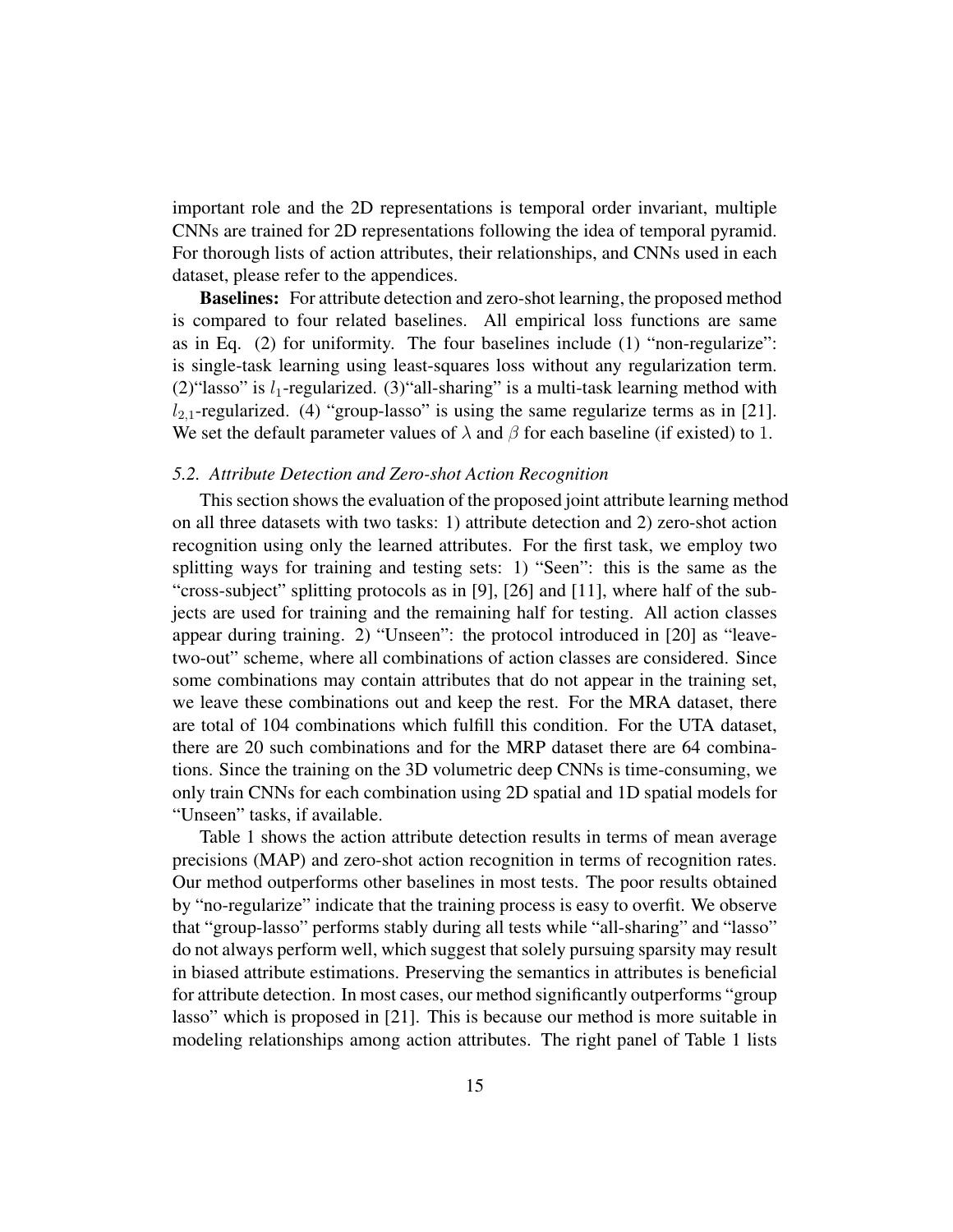important role and the 2D representations is temporal order invariant, multiple CNNs are trained for 2D representations following the idea of temporal pyramid. For thorough lists of action attributes, their relationships, and CNNs used in each dataset, please refer to the appendices.

**Baselines:** For attribute detection and zero-shot learning, the proposed method is compared to four related baselines. All empirical loss functions are same as in Eq. (2) for uniformity. The four baselines include (1) "non-regularize": is single-task learning using least-squares loss without any regularization term. (2)"lasso" is $l_1$-regularized. (3)"all-sharing" is a multi-task learning method with $l_{2,1}$-regularized. (4) "group-lasso" is using the same regularize terms as in [21]. We set the default parameter values of $\lambda$ and $\beta$ for each baseline (if existed) to 1.

### *5.2. Attribute Detection and Zero-shot Action Recognition*

This section shows the evaluation of the proposed joint attribute learning method on all three datasets with two tasks: 1) attribute detection and 2) zero-shot action recognition using only the learned attributes. For the first task, we employ two splitting ways for training and testing sets: 1) "Seen": this is the same as the "cross-subject" splitting protocols as in [9], [26] and [11], where half of the subjects are used for training and the remaining half for testing. All action classes appear during training. 2) "Unseen": the protocol introduced in [20] as "leave-two-out" scheme, where all combinations of action classes are considered. Since some combinations may contain attributes that do not appear in the training set, we leave these combinations out and keep the rest. For the MRA dataset, there are total of 104 combinations which fulfill this condition. For the UTA dataset, there are 20 such combinations and for the MRP dataset there are 64 combinations. Since the training on the 3D volumetric deep CNNs is time-consuming, we only train CNNs for each combination using 2D spatial and 1D spatial models for "Unseen" tasks, if available.

Table 1 shows the action attribute detection results in terms of mean average precisions (MAP) and zero-shot action recognition in terms of recognition rates. Our method outperforms other baselines in most tests. The poor results obtained by "no-regularize" indicate that the training process is easy to overfit. We observe that "group-lasso" performs stably during all tests while "all-sharing" and "lasso" do not always perform well, which suggest that solely pursuing sparsity may result in biased attribute estimations. Preserving the semantics in attributes is beneficial for attribute detection. In most cases, our method significantly outperforms "group lasso" which is proposed in [21]. This is because our method is more suitable in modeling relationships among action attributes. The right panel of Table 1 lists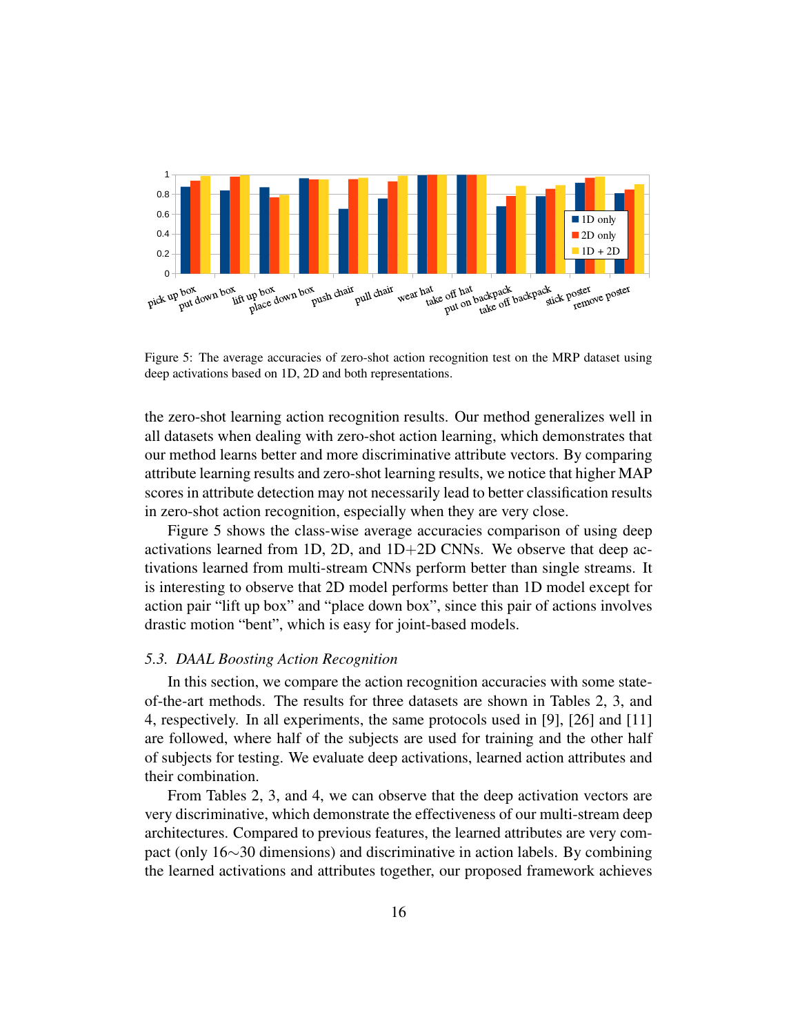Figure 5: The average accuracies of zero-shot action recognition test on the MRP dataset using deep activations based on 1D, 2D and both representations.

the zero-shot learning action recognition results. Our method generalizes well in all datasets when dealing with zero-shot action learning, which demonstrates that our method learns better and more discriminative attribute vectors. By comparing attribute learning results and zero-shot learning results, we notice that higher MAP scores in attribute detection may not necessarily lead to better classification results in zero-shot action recognition, especially when they are very close.

Figure 5 shows the class-wise average accuracies comparison of using deep activations learned from 1D, 2D, and 1D+2D CNNs. We observe that deep activations learned from multi-stream CNNs perform better than single streams. It is interesting to observe that 2D model performs better than 1D model except for action pair "lift up box" and "place down box", since this pair of actions involves drastic motion "bent", which is easy for joint-based models.

### *5.3. DAAL Boosting Action Recognition*

In this section, we compare the action recognition accuracies with some state-of-the-art methods. The results for three datasets are shown in Tables 2, 3, and 4, respectively. In all experiments, the same protocols used in [9], [26] and [11] are followed, where half of the subjects are used for training and the other half of subjects for testing. We evaluate deep activations, learned action attributes and their combination.

From Tables 2, 3, and 4, we can observe that the deep activation vectors are very discriminative, which demonstrate the effectiveness of our multi-stream deep architectures. Compared to previous features, the learned attributes are very compact (only 16$\sim$30 dimensions) and discriminative in action labels. By combining the learned activations and attributes together, our proposed framework achieves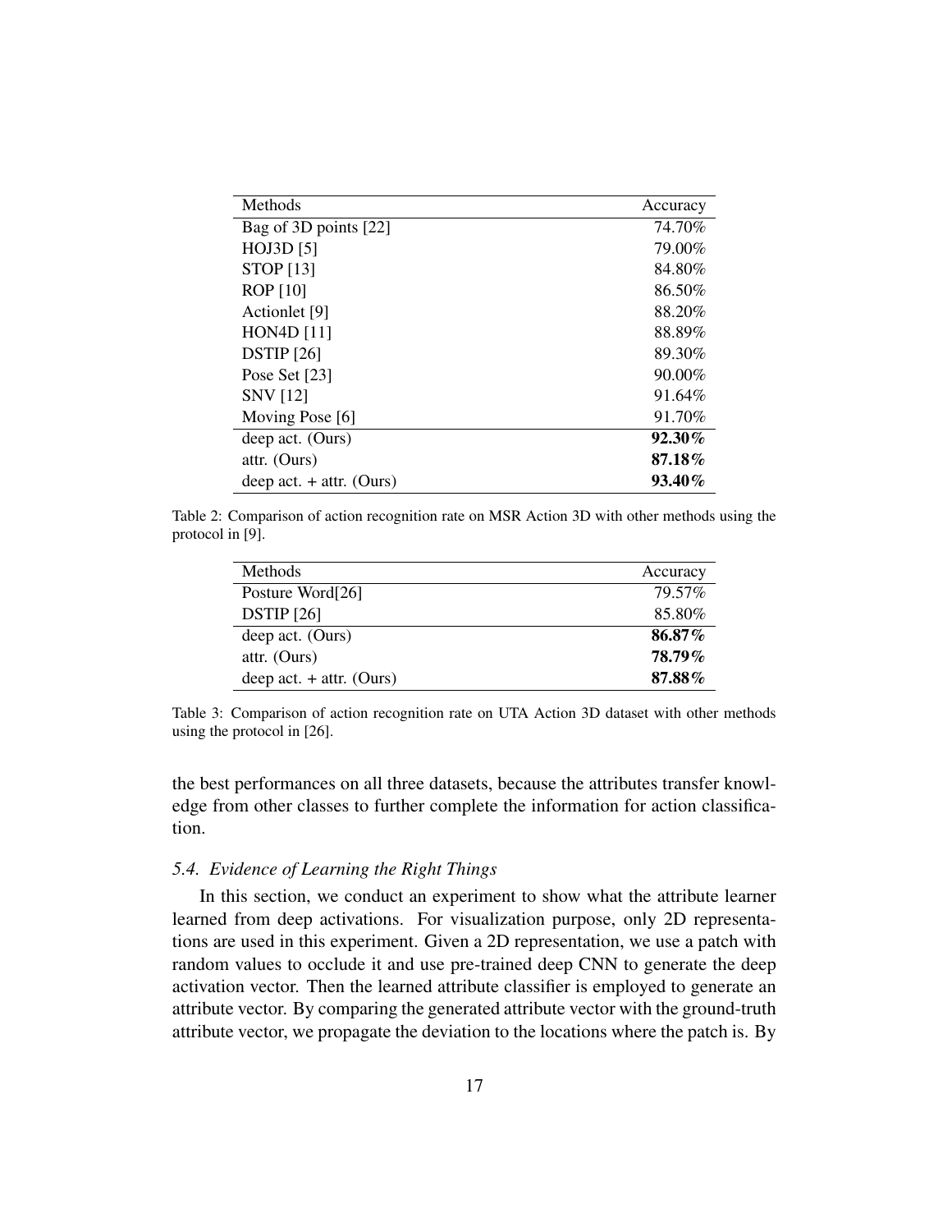| Methods | Accuracy |
|---|---|
| Bag of 3D points [22] | 74.70% |
| HOJ3D [5] | 79.00% |
| STOP [13] | 84.80% |
| ROP [10] | 86.50% |
| Actionlet [9] | 88.20% |
| HON4D [11] | 88.89% |
| DSTIP [26] | 89.30% |
| Pose Set [23] | 90.00% |
| SNV [12] | 91.64% |
| Moving Pose [6] | 91.70% |
| deep act. (Ours) | **92.30%** |
| attr. (Ours) | **87.18%** |
| deep act. + attr. (Ours) | **93.40%** |

Table 2: Comparison of action recognition rate on MSR Action 3D with other methods using the protocol in [9].

| Methods | Accuracy |
|---|---|
| Posture Word[26] | 79.57% |
| DSTIP [26] | 85.80% |
| deep act. (Ours) | **86.87%** |
| attr. (Ours) | **78.79%** |
| deep act. + attr. (Ours) | **87.88%** |

Table 3: Comparison of action recognition rate on UTA Action 3D dataset with other methods using the protocol in [26].

the best performances on all three datasets, because the attributes transfer knowledge from other classes to further complete the information for action classification.

### *5.4. Evidence of Learning the Right Things*

In this section, we conduct an experiment to show what the attribute learner learned from deep activations. For visualization purpose, only 2D representations are used in this experiment. Given a 2D representation, we use a patch with random values to occlude it and use pre-trained deep CNN to generate the deep activation vector. Then the learned attribute classifier is employed to generate an attribute vector. By comparing the generated attribute vector with the ground-truth attribute vector, we propagate the deviation to the locations where the patch is. By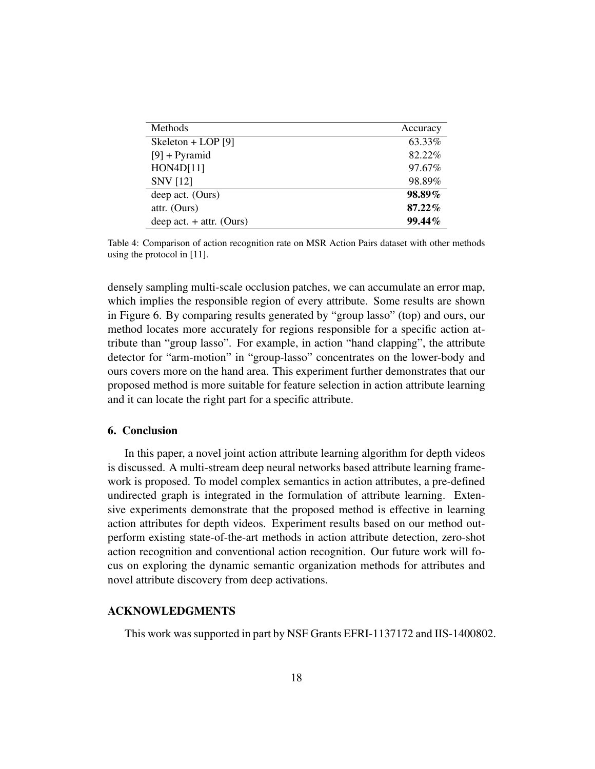| Methods | Accuracy |
|---|---|
| Skeleton + LOP [9] | 63.33% |
| [9] + Pyramid | 82.22% |
| HON4D[11] | 97.67% |
| SNV [12] | 98.89% |
| deep act. (Ours) | **98.89%** |
| attr. (Ours) | **87.22%** |
| deep act. + attr. (Ours) | **99.44%** |

Table 4: Comparison of action recognition rate on MSR Action Pairs dataset with other methods using the protocol in [11].

densely sampling multi-scale occlusion patches, we can accumulate an error map, which implies the responsible region of every attribute. Some results are shown in Figure 6. By comparing results generated by "group lasso" (top) and ours, our method locates more accurately for regions responsible for a specific action attribute than "group lasso". For example, in action "hand clapping", the attribute detector for "arm-motion" in "group-lasso" concentrates on the lower-body and ours covers more on the hand area. This experiment further demonstrates that our proposed method is more suitable for feature selection in action attribute learning and it can locate the right part for a specific attribute.

## 6. Conclusion

In this paper, a novel joint action attribute learning algorithm for depth videos is discussed. A multi-stream deep neural networks based attribute learning framework is proposed. To model complex semantics in action attributes, a pre-defined undirected graph is integrated in the formulation of attribute learning. Extensive experiments demonstrate that the proposed method is effective in learning action attributes for depth videos. Experiment results based on our method outperform existing state-of-the-art methods in action attribute detection, zero-shot action recognition and conventional action recognition. Our future work will focus on exploring the dynamic semantic organization methods for attributes and novel attribute discovery from deep activations.

## ACKNOWLEDGMENTS

This work was supported in part by NSF Grants EFRI-1137172 and IIS-1400802.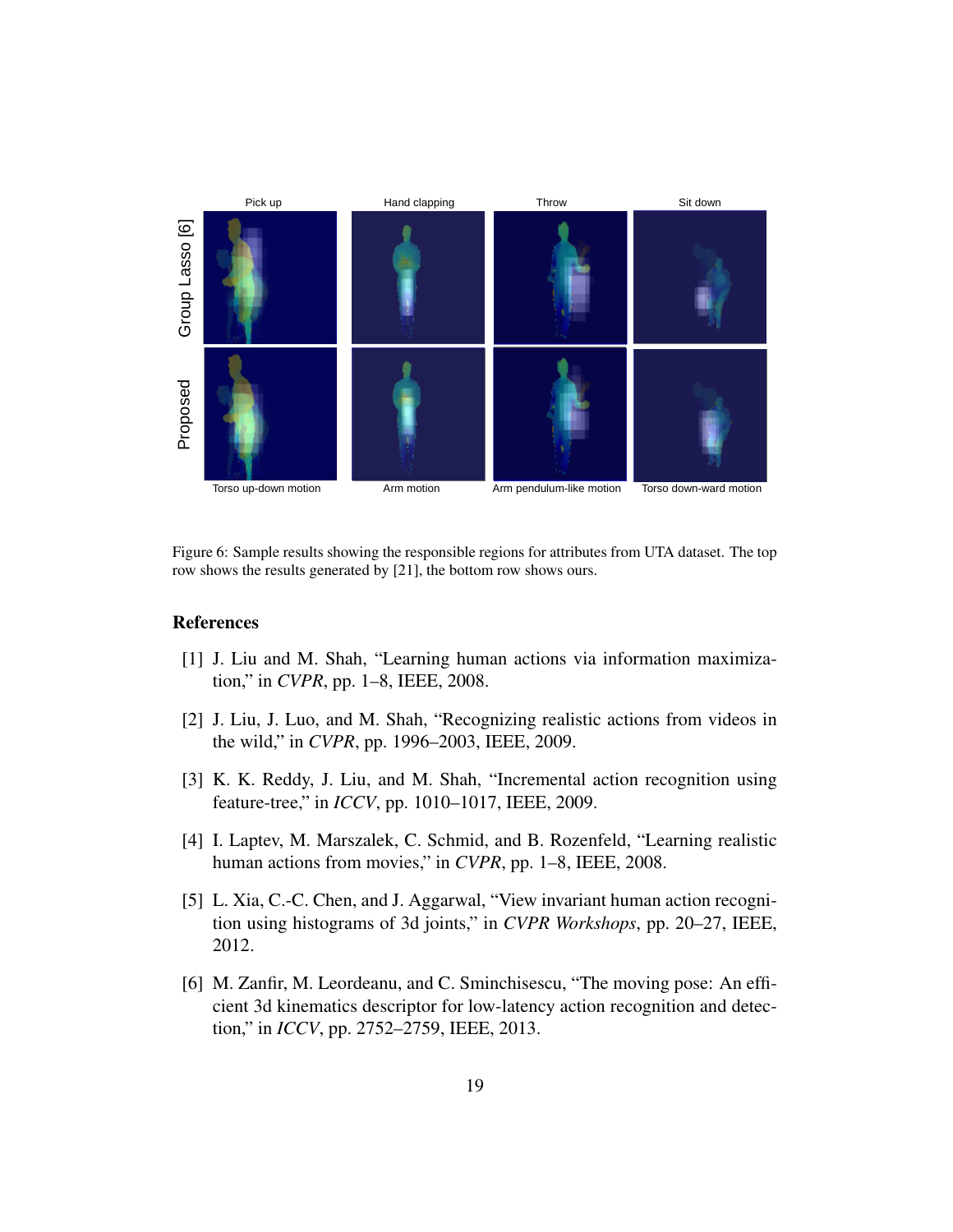Figure 6: Sample results showing the responsible regions for attributes from UTA dataset. The top row shows the results generated by [21], the bottom row shows ours.

## References

[1] J. Liu and M. Shah, "Learning human actions via information maximization," in *CVPR*, pp. 1–8, IEEE, 2008.

[2] J. Liu, J. Luo, and M. Shah, "Recognizing realistic actions from videos in the wild," in *CVPR*, pp. 1996–2003, IEEE, 2009.

[3] K. K. Reddy, J. Liu, and M. Shah, "Incremental action recognition using feature-tree," in *ICCV*, pp. 1010–1017, IEEE, 2009.

[4] I. Laptev, M. Marszalek, C. Schmid, and B. Rozenfeld, "Learning realistic human actions from movies," in *CVPR*, pp. 1–8, IEEE, 2008.

[5] L. Xia, C.-C. Chen, and J. Aggarwal, "View invariant human action recognition using histograms of 3d joints," in *CVPR Workshops*, pp. 20–27, IEEE, 2012.

[6] M. Zanfir, M. Leordeanu, and C. Sminchisescu, "The moving pose: An efficient 3d kinematics descriptor for low-latency action recognition and detection," in *ICCV*, pp. 2752–2759, IEEE, 2013.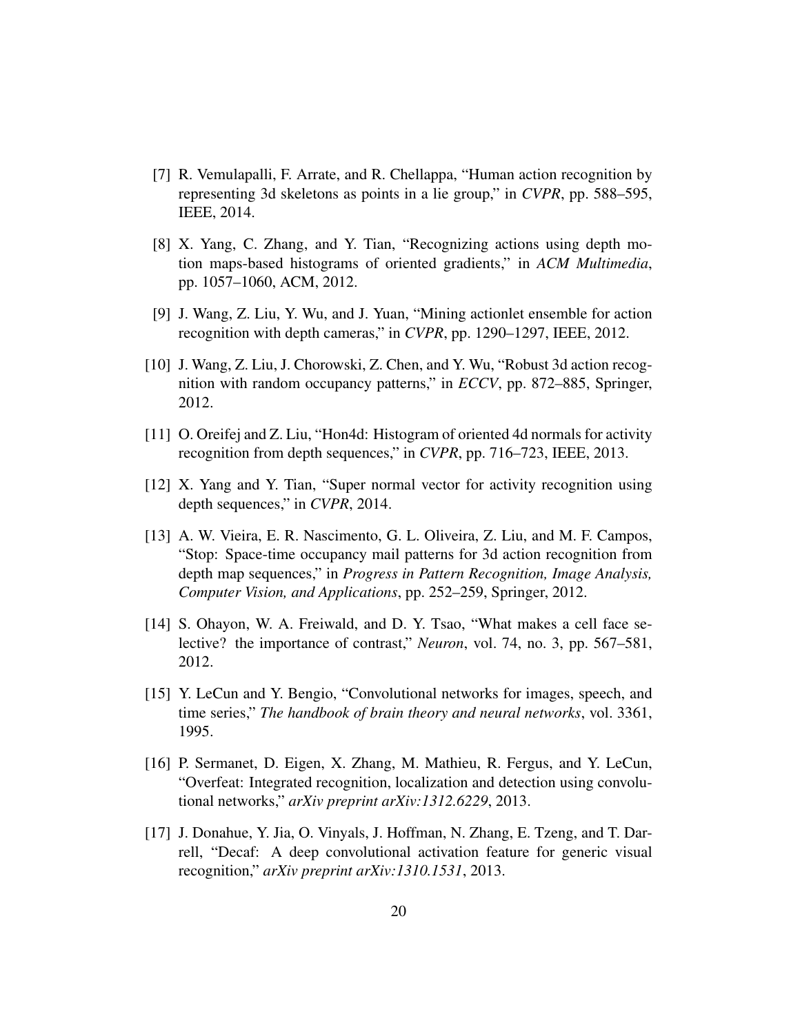[7] R. Vemulapalli, F. Arrate, and R. Chellappa, "Human action recognition by representing 3d skeletons as points in a lie group," in *CVPR*, pp. 588–595, IEEE, 2014.

[8] X. Yang, C. Zhang, and Y. Tian, "Recognizing actions using depth motion maps-based histograms of oriented gradients," in *ACM Multimedia*, pp. 1057–1060, ACM, 2012.

[9] J. Wang, Z. Liu, Y. Wu, and J. Yuan, "Mining actionlet ensemble for action recognition with depth cameras," in *CVPR*, pp. 1290–1297, IEEE, 2012.

[10] J. Wang, Z. Liu, J. Chorowski, Z. Chen, and Y. Wu, "Robust 3d action recognition with random occupancy patterns," in *ECCV*, pp. 872–885, Springer, 2012.

[11] O. Oreifej and Z. Liu, "Hon4d: Histogram of oriented 4d normals for activity recognition from depth sequences," in *CVPR*, pp. 716–723, IEEE, 2013.

[12] X. Yang and Y. Tian, "Super normal vector for activity recognition using depth sequences," in *CVPR*, 2014.

[13] A. W. Vieira, E. R. Nascimento, G. L. Oliveira, Z. Liu, and M. F. Campos, "Stop: Space-time occupancy mail patterns for 3d action recognition from depth map sequences," in *Progress in Pattern Recognition, Image Analysis, Computer Vision, and Applications*, pp. 252–259, Springer, 2012.

[14] S. Ohayon, W. A. Freiwald, and D. Y. Tsao, "What makes a cell face selective? the importance of contrast," *Neuron*, vol. 74, no. 3, pp. 567–581, 2012.

[15] Y. LeCun and Y. Bengio, "Convolutional networks for images, speech, and time series," *The handbook of brain theory and neural networks*, vol. 3361, 1995.

[16] P. Sermanet, D. Eigen, X. Zhang, M. Mathieu, R. Fergus, and Y. LeCun, "Overfeat: Integrated recognition, localization and detection using convolutional networks," *arXiv preprint arXiv:1312.6229*, 2013.

[17] J. Donahue, Y. Jia, O. Vinyals, J. Hoffman, N. Zhang, E. Tzeng, and T. Darrell, "Decaf: A deep convolutional activation feature for generic visual recognition," *arXiv preprint arXiv:1310.1531*, 2013.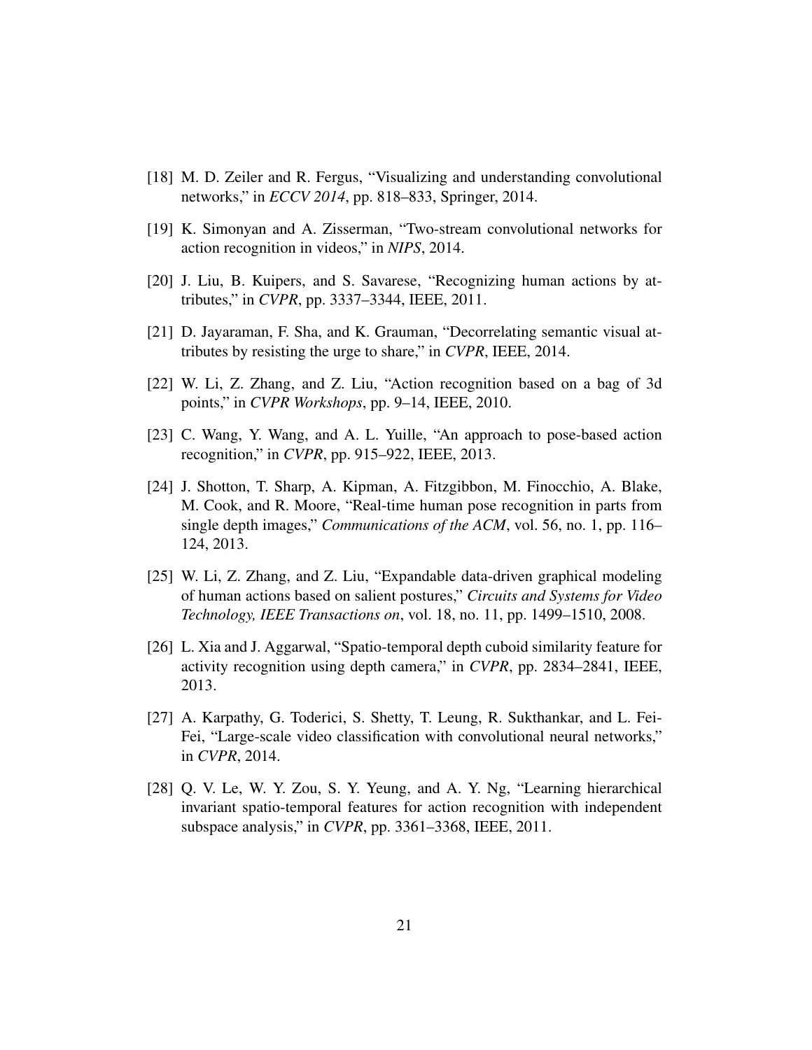[18] M. D. Zeiler and R. Fergus, "Visualizing and understanding convolutional networks," in *ECCV 2014*, pp. 818–833, Springer, 2014.

[19] K. Simonyan and A. Zisserman, "Two-stream convolutional networks for action recognition in videos," in *NIPS*, 2014.

[20] J. Liu, B. Kuipers, and S. Savarese, "Recognizing human actions by attributes," in *CVPR*, pp. 3337–3344, IEEE, 2011.

[21] D. Jayaraman, F. Sha, and K. Grauman, "Decorrelating semantic visual attributes by resisting the urge to share," in *CVPR*, IEEE, 2014.

[22] W. Li, Z. Zhang, and Z. Liu, "Action recognition based on a bag of 3d points," in *CVPR Workshops*, pp. 9–14, IEEE, 2010.

[23] C. Wang, Y. Wang, and A. L. Yuille, "An approach to pose-based action recognition," in *CVPR*, pp. 915–922, IEEE, 2013.

[24] J. Shotton, T. Sharp, A. Kipman, A. Fitzgibbon, M. Finocchio, A. Blake, M. Cook, and R. Moore, "Real-time human pose recognition in parts from single depth images," *Communications of the ACM*, vol. 56, no. 1, pp. 116–124, 2013.

[25] W. Li, Z. Zhang, and Z. Liu, "Expandable data-driven graphical modeling of human actions based on salient postures," *Circuits and Systems for Video Technology, IEEE Transactions on*, vol. 18, no. 11, pp. 1499–1510, 2008.

[26] L. Xia and J. Aggarwal, "Spatio-temporal depth cuboid similarity feature for activity recognition using depth camera," in *CVPR*, pp. 2834–2841, IEEE, 2013.

[27] A. Karpathy, G. Toderici, S. Shetty, T. Leung, R. Sukthankar, and L. Fei-Fei, "Large-scale video classification with convolutional neural networks," in *CVPR*, 2014.

[28] Q. V. Le, W. Y. Zou, S. Y. Yeung, and A. Y. Ng, "Learning hierarchical invariant spatio-temporal features for action recognition with independent subspace analysis," in *CVPR*, pp. 3361–3368, IEEE, 2011.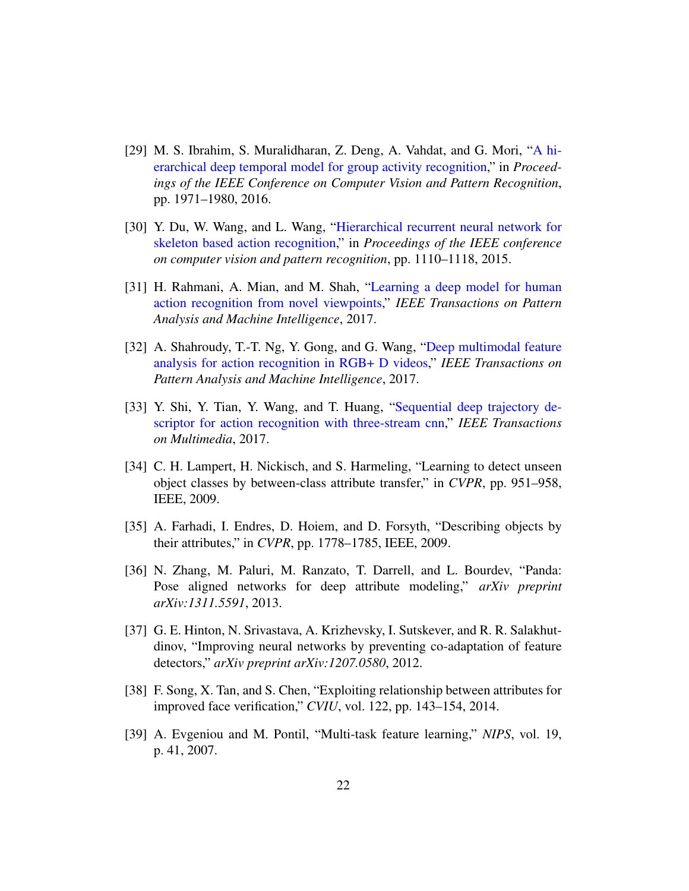[29] M. S. Ibrahim, S. Muralidharan, Z. Deng, A. Vahdat, and G. Mori, "A hierarchical deep temporal model for group activity recognition," in *Proceedings of the IEEE Conference on Computer Vision and Pattern Recognition*, pp. 1971–1980, 2016.

[30] Y. Du, W. Wang, and L. Wang, "Hierarchical recurrent neural network for skeleton based action recognition," in *Proceedings of the IEEE conference on computer vision and pattern recognition*, pp. 1110–1118, 2015.

[31] H. Rahmani, A. Mian, and M. Shah, "Learning a deep model for human action recognition from novel viewpoints," *IEEE Transactions on Pattern Analysis and Machine Intelligence*, 2017.

[32] A. Shahroudy, T.-T. Ng, Y. Gong, and G. Wang, "Deep multimodal feature analysis for action recognition in RGB+ D videos," *IEEE Transactions on Pattern Analysis and Machine Intelligence*, 2017.

[33] Y. Shi, Y. Tian, Y. Wang, and T. Huang, "Sequential deep trajectory descriptor for action recognition with three-stream cnn," *IEEE Transactions on Multimedia*, 2017.

[34] C. H. Lampert, H. Nickisch, and S. Harmeling, "Learning to detect unseen object classes by between-class attribute transfer," in *CVPR*, pp. 951–958, IEEE, 2009.

[35] A. Farhadi, I. Endres, D. Hoiem, and D. Forsyth, "Describing objects by their attributes," in *CVPR*, pp. 1778–1785, IEEE, 2009.

[36] N. Zhang, M. Paluri, M. Ranzato, T. Darrell, and L. Bourdev, "Panda: Pose aligned networks for deep attribute modeling," *arXiv preprint arXiv:1311.5591*, 2013.

[37] G. E. Hinton, N. Srivastava, A. Krizhevsky, I. Sutskever, and R. R. Salakhutdinov, "Improving neural networks by preventing co-adaptation of feature detectors," *arXiv preprint arXiv:1207.0580*, 2012.

[38] F. Song, X. Tan, and S. Chen, "Exploiting relationship between attributes for improved face verification," *CVIU*, vol. 122, pp. 143–154, 2014.

[39] A. Evgeniou and M. Pontil, "Multi-task feature learning," *NIPS*, vol. 19, p. 41, 2007.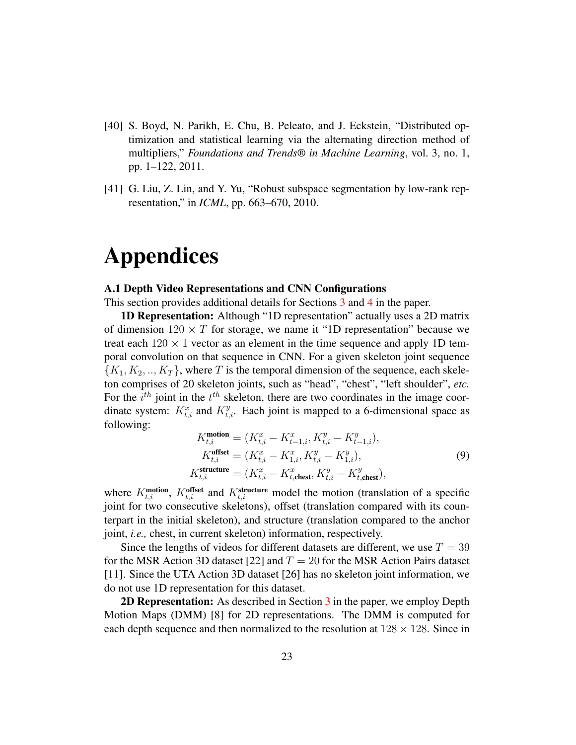[40] S. Boyd, N. Parikh, E. Chu, B. Peleato, and J. Eckstein, "Distributed optimization and statistical learning via the alternating direction method of multipliers," *Foundations and Trends® in Machine Learning*, vol. 3, no. 1, pp. 1–122, 2011.

[41] G. Liu, Z. Lin, and Y. Yu, "Robust subspace segmentation by low-rank representation," in *ICML*, pp. 663–670, 2010.

# Appendices

### A.1 Depth Video Representations and CNN Configurations

This section provides additional details for Sections 3 and 4 in the paper.

**1D Representation:** Although "1D representation" actually uses a 2D matrix of dimension $120 \times T$ for storage, we name it "1D representation" because we treat each $120 \times 1$ vector as an element in the time sequence and apply 1D temporal convolution on that sequence in CNN. For a given skeleton joint sequence $\{K_1, K_2, .., K_T\}$, where $T$ is the temporal dimension of the sequence, each skeleton comprises of 20 skeleton joints, such as "head", "chest", "left shoulder", *etc.* For the $i^{th}$ joint in the $t^{th}$ skeleton, there are two coordinates in the image coordinate system: $K^x_{t,i}$ and $K^y_{t,i}$. Each joint is mapped to a 6-dimensional space as following:

$$
\begin{aligned}
K^{\textbf{motion}}_{t,i} &= (K^x_{t,i} - K^x_{t-1,i}, K^y_{t,i} - K^y_{t-1,i}), \\
K^{\textbf{offset}}_{t,i} &= (K^x_{t,i} - K^x_{1,i}, K^y_{t,i} - K^y_{1,i}), \\
K^{\textbf{structure}}_{t,i} &= (K^x_{t,i} - K^x_{t,\textbf{chest}}, K^y_{t,i} - K^y_{t,\textbf{chest}}),
\end{aligned}
\tag{9}
$$

where $K^{\textbf{motion}}_{t,i}$, $K^{\textbf{offset}}_{t,i}$ and $K^{\textbf{structure}}_{t,i}$ model the motion (translation of a specific joint for two consecutive skeletons), offset (translation compared with its counterpart in the initial skeleton), and structure (translation compared to the anchor joint, *i.e.,* chest, in current skeleton) information, respectively.

Since the lengths of videos for different datasets are different, we use $T = 39$ for the MSR Action 3D dataset [22] and $T = 20$ for the MSR Action Pairs dataset [11]. Since the UTA Action 3D dataset [26] has no skeleton joint information, we do not use 1D representation for this dataset.

**2D Representation:** As described in Section 3 in the paper, we employ Depth Motion Maps (DMM) [8] for 2D representations. The DMM is computed for each depth sequence and then normalized to the resolution at $128 \times 128$. Since in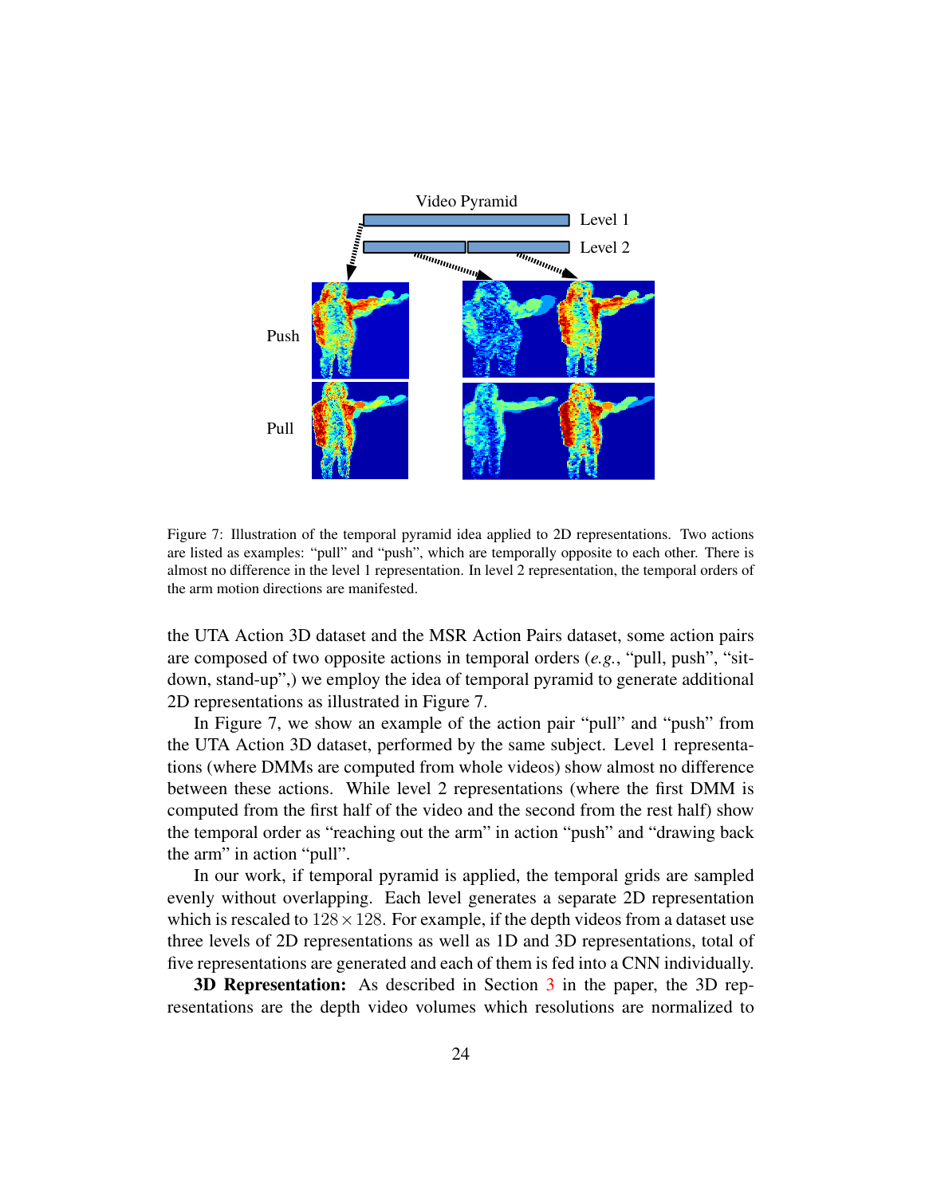Figure 7: Illustration of the temporal pyramid idea applied to 2D representations. Two actions are listed as examples: "pull" and "push", which are temporally opposite to each other. There is almost no difference in the level 1 representation. In level 2 representation, the temporal orders of the arm motion directions are manifested.

the UTA Action 3D dataset and the MSR Action Pairs dataset, some action pairs are composed of two opposite actions in temporal orders (*e.g.*, "pull, push", "sit-down, stand-up",) we employ the idea of temporal pyramid to generate additional 2D representations as illustrated in Figure 7.

In Figure 7, we show an example of the action pair "pull" and "push" from the UTA Action 3D dataset, performed by the same subject. Level 1 representations (where DMMs are computed from whole videos) show almost no difference between these actions. While level 2 representations (where the first DMM is computed from the first half of the video and the second from the rest half) show the temporal order as "reaching out the arm" in action "push" and "drawing back the arm" in action "pull".

In our work, if temporal pyramid is applied, the temporal grids are sampled evenly without overlapping. Each level generates a separate 2D representation which is rescaled to $128 \times 128$. For example, if the depth videos from a dataset use three levels of 2D representations as well as 1D and 3D representations, total of five representations are generated and each of them is fed into a CNN individually.

**3D Representation:** As described in Section 3 in the paper, the 3D representations are the depth video volumes which resolutions are normalized to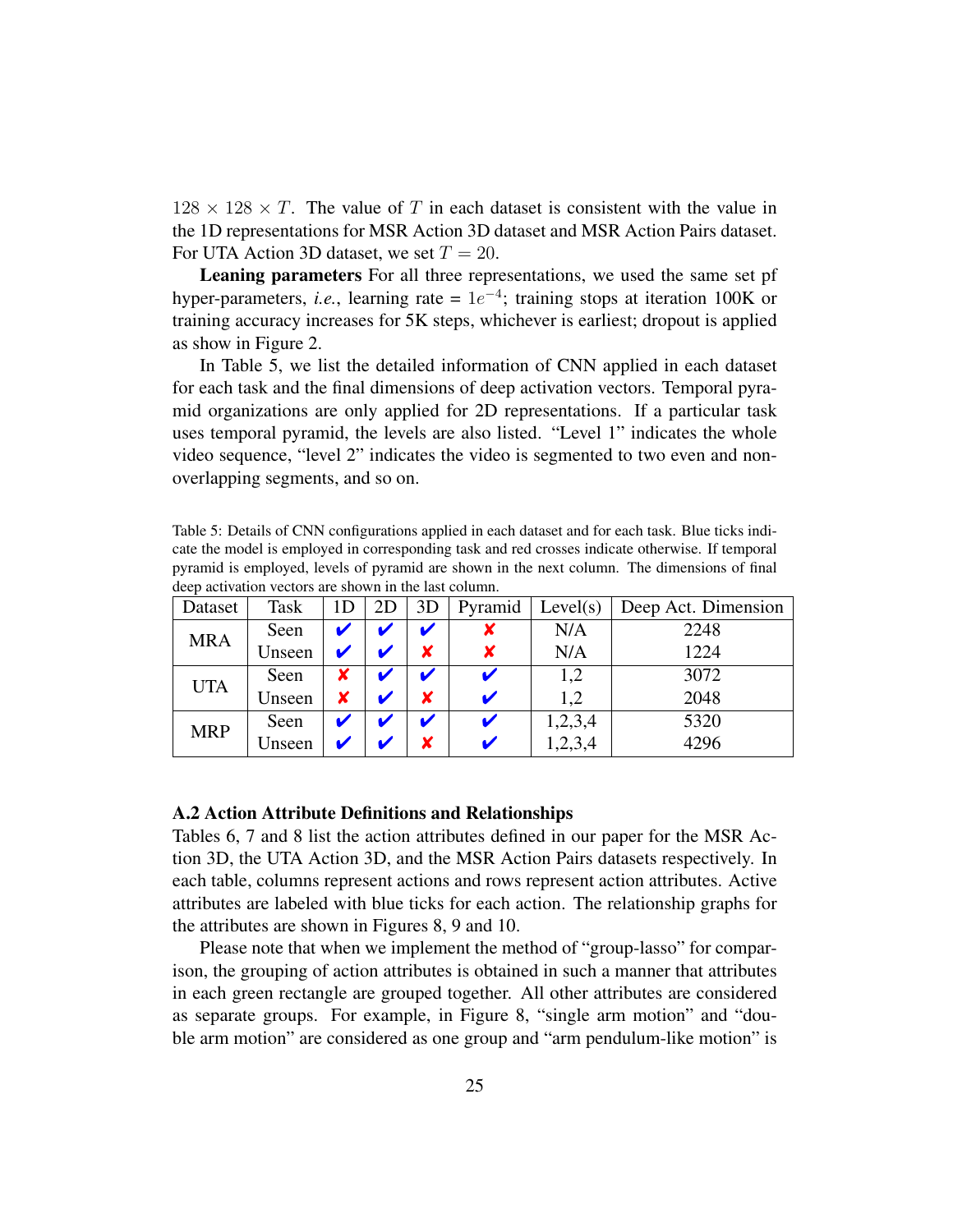$128 \times 128 \times T$. The value of $T$ in each dataset is consistent with the value in the 1D representations for MSR Action 3D dataset and MSR Action Pairs dataset. For UTA Action 3D dataset, we set $T = 20$.

**Leaning parameters** For all three representations, we used the same set pf hyper-parameters, *i.e.*, learning rate = $1e^{-4}$; training stops at iteration 100K or training accuracy increases for 5K steps, whichever is earliest; dropout is applied as show in Figure 2.

In Table 5, we list the detailed information of CNN applied in each dataset for each task and the final dimensions of deep activation vectors. Temporal pyramid organizations are only applied for 2D representations. If a particular task uses temporal pyramid, the levels are also listed. "Level 1" indicates the whole video sequence, "level 2" indicates the video is segmented to two even and non-overlapping segments, and so on.

Table 5: Details of CNN configurations applied in each dataset and for each task. Blue ticks indicate the model is employed in corresponding task and red crosses indicate otherwise. If temporal pyramid is employed, levels of pyramid are shown in the next column. The dimensions of final deep activation vectors are shown in the last column.

| Dataset | Task | 1D | 2D | 3D | Pyramid | Level(s) | Deep Act. Dimension |
|---|---|---|---|---|---|---|---|
| MRA | Seen | ✔ | ✔ | ✔ | ✘ | N/A | 2248 |
| | Unseen | ✔ | ✔ | ✘ | ✘ | N/A | 1224 |
| UTA | Seen | ✘ | ✔ | ✔ | ✔ | 1,2 | 3072 |
| | Unseen | ✘ | ✔ | ✘ | ✔ | 1,2 | 2048 |
| MRP | Seen | ✔ | ✔ | ✔ | ✔ | 1,2,3,4 | 5320 |
| | Unseen | ✔ | ✔ | ✘ | ✔ | 1,2,3,4 | 4296 |

### A.2 Action Attribute Definitions and Relationships

Tables 6, 7 and 8 list the action attributes defined in our paper for the MSR Action 3D, the UTA Action 3D, and the MSR Action Pairs datasets respectively. In each table, columns represent actions and rows represent action attributes. Active attributes are labeled with blue ticks for each action. The relationship graphs for the attributes are shown in Figures 8, 9 and 10.

Please note that when we implement the method of "group-lasso" for comparison, the grouping of action attributes is obtained in such a manner that attributes in each green rectangle are grouped together. All other attributes are considered as separate groups. For example, in Figure 8, "single arm motion" and "double arm motion" are considered as one group and "arm pendulum-like motion" is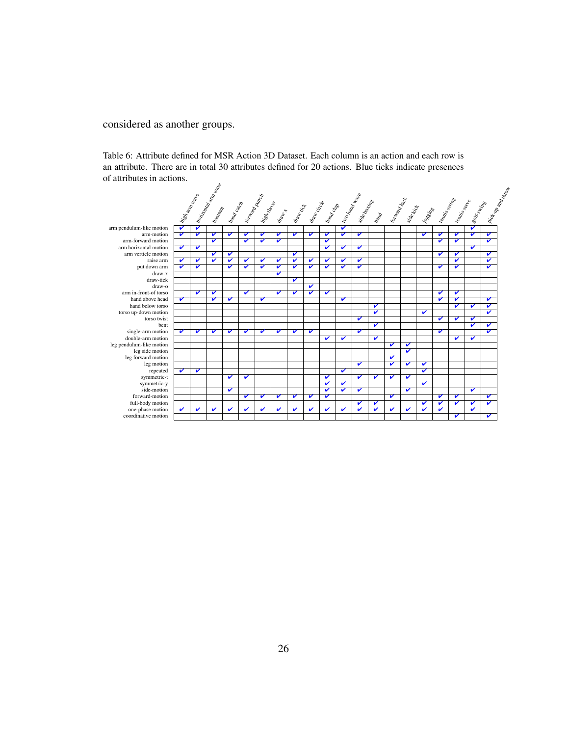considered as another groups.

Table 6: Attribute defined for MSR Action 3D Dataset. Each column is an action and each row is an attribute. There are in total 30 attributes defined for 20 actions. Blue ticks indicate presences of attributes in actions.

| | high arm wave | horizontal arm wave | hammer | hand catch | forward punch | high-throw | draw x | draw tick | draw circle | hand clap | two hand wave | side boxing | bend | forward kick | side kick | jogging | tennis swing | tennis serve | golf-swing | pick-up and throw |
|---|---|---|---|---|---|---|---|---|---|---|---|---|---|---|---|---|---|---|---|---|
| arm pendulum-like motion | ✔ | ✔ | | | | | | | | | ✔ | | | | | | | | ✔ | |
| arm-motion | ✔ | ✔ | ✔ | ✔ | ✔ | ✔ | ✔ | ✔ | ✔ | ✔ | ✔ | ✔ | | | | ✔ | ✔ | ✔ | ✔ | ✔ |
| arm-forward motion | | | ✔ | | ✔ | ✔ | ✔ | | | ✔ | | | | | | | ✔ | ✔ | | ✔ |
| arm horizontal motion | ✔ | ✔ | | | | | | | | ✔ | ✔ | ✔ | | | | | | | ✔ | |
| arm verticle motion | | | ✔ | ✔ | | | | ✔ | | | | | | | | | ✔ | ✔ | | ✔ |
| raise arm | ✔ | ✔ | ✔ | ✔ | ✔ | ✔ | ✔ | ✔ | ✔ | ✔ | ✔ | ✔ | | | | | | ✔ | | ✔ |
| put down arm | ✔ | ✔ | | ✔ | ✔ | ✔ | ✔ | ✔ | ✔ | ✔ | ✔ | ✔ | | | | | ✔ | ✔ | | ✔ |
| draw-x | | | | | | | ✔ | | | | | | | | | | | | | |
| draw-tick | | | | | | | | ✔ | | | | | | | | | | | | |
| draw-o | | | | | | | | | ✔ | | | | | | | | | | | |
| arm in-front-of torso | | ✔ | ✔ | | ✔ | | ✔ | ✔ | ✔ | ✔ | | | | | | | ✔ | ✔ | | |
| hand above head | ✔ | | ✔ | ✔ | | ✔ | | | | | ✔ | | | | | | ✔ | ✔ | | ✔ |
| hand below torso | | | | | | | | | | | | | ✔ | | | | | ✔ | ✔ | ✔ |
| torso up-down motion | | | | | | | | | | | | | ✔ | | | ✔ | | | | ✔ |
| torso twist | | | | | | | | | | | | ✔ | | | | | ✔ | ✔ | ✔ | |
| bent | | | | | | | | | | | | | ✔ | | | | | | ✔ | ✔ |
| single-arm motion | ✔ | ✔ | ✔ | ✔ | ✔ | ✔ | ✔ | ✔ | ✔ | | | ✔ | | | | | ✔ | | | ✔ |
| double-arm motion | | | | | | | | | | ✔ | ✔ | | ✔ | | | | | ✔ | ✔ | |
| leg pendulum-like motion | | | | | | | | | | | | | | ✔ | ✔ | | | | | |
| leg side motion | | | | | | | | | | | | | | | ✔ | | | | | |
| leg forward motion | | | | | | | | | | | | | | ✔ | | | | | | |
| leg motion | | | | | | | | | | | | ✔ | | ✔ | ✔ | ✔ | | | | |
| repeated | ✔ | ✔ | | | | | | | | | ✔ | | | | | ✔ | | | | |
| symmetric-t | | | | ✔ | ✔ | | | | | ✔ | | ✔ | ✔ | ✔ | ✔ | | | | | |
| symmetric-y | | | | | | | | | | ✔ | ✔ | | | | | ✔ | | | | |
| side-motion | | | | ✔ | | | | | | ✔ | ✔ | ✔ | | | ✔ | | | | ✔ | |
| forward-motion | | | | | ✔ | ✔ | ✔ | ✔ | ✔ | ✔ | | | | ✔ | | | ✔ | ✔ | | ✔ |
| full-body motion | | | | | | | | | | | | ✔ | ✔ | | | ✔ | ✔ | ✔ | ✔ | ✔ |
| one-phase motion | ✔ | ✔ | ✔ | ✔ | ✔ | ✔ | ✔ | ✔ | ✔ | ✔ | ✔ | ✔ | ✔ | ✔ | ✔ | ✔ | ✔ | | ✔ | |
| coordinative motion | | | | | | | | | | | | | | | | | | ✔ | | ✔ |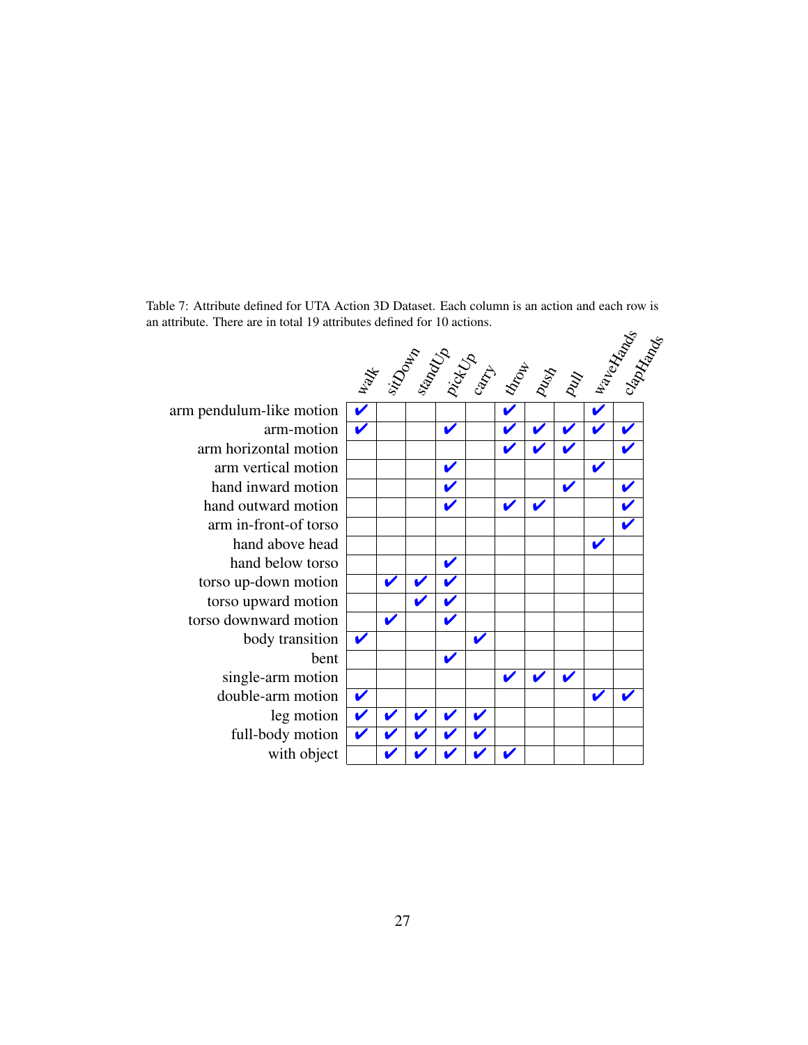Table 7: Attribute defined for UTA Action 3D Dataset. Each column is an action and each row is an attribute. There are in total 19 attributes defined for 10 actions.

| | walk | sitDown | standUp | pickUp | carry | throw | push | pull | waveHands | clapHands |
|---|---|---|---|---|---|---|---|---|---|---|
| arm pendulum-like motion | ✔ | | | | | ✔ | | | ✔ | |
| arm-motion | ✔ | | | ✔ | | ✔ | ✔ | ✔ | ✔ | ✔ |
| arm horizontal motion | | | | | | ✔ | ✔ | ✔ | | ✔ |
| arm vertical motion | | | | ✔ | | | | | ✔ | |
| hand inward motion | | | | ✔ | | | | ✔ | | ✔ |
| hand outward motion | | | | ✔ | | ✔ | ✔ | | | ✔ |
| arm in-front-of torso | | | | | | | | | | ✔ |
| hand above head | | | | | | | | | ✔ | |
| hand below torso | | | | ✔ | | | | | | |
| torso up-down motion | | ✔ | ✔ | ✔ | | | | | | |
| torso upward motion | | | ✔ | ✔ | | | | | | |
| torso downward motion | | ✔ | | ✔ | | | | | | |
| body transition | ✔ | | | | ✔ | | | | | |
| bent | | | | ✔ | | | | | | |
| single-arm motion | | | | | | ✔ | ✔ | ✔ | | |
| double-arm motion | ✔ | | | | | | | | ✔ | ✔ |
| leg motion | ✔ | ✔ | ✔ | ✔ | ✔ | | | | | |
| full-body motion | ✔ | ✔ | ✔ | ✔ | ✔ | | | | | |
| with object | | ✔ | ✔ | ✔ | ✔ | ✔ | | | | |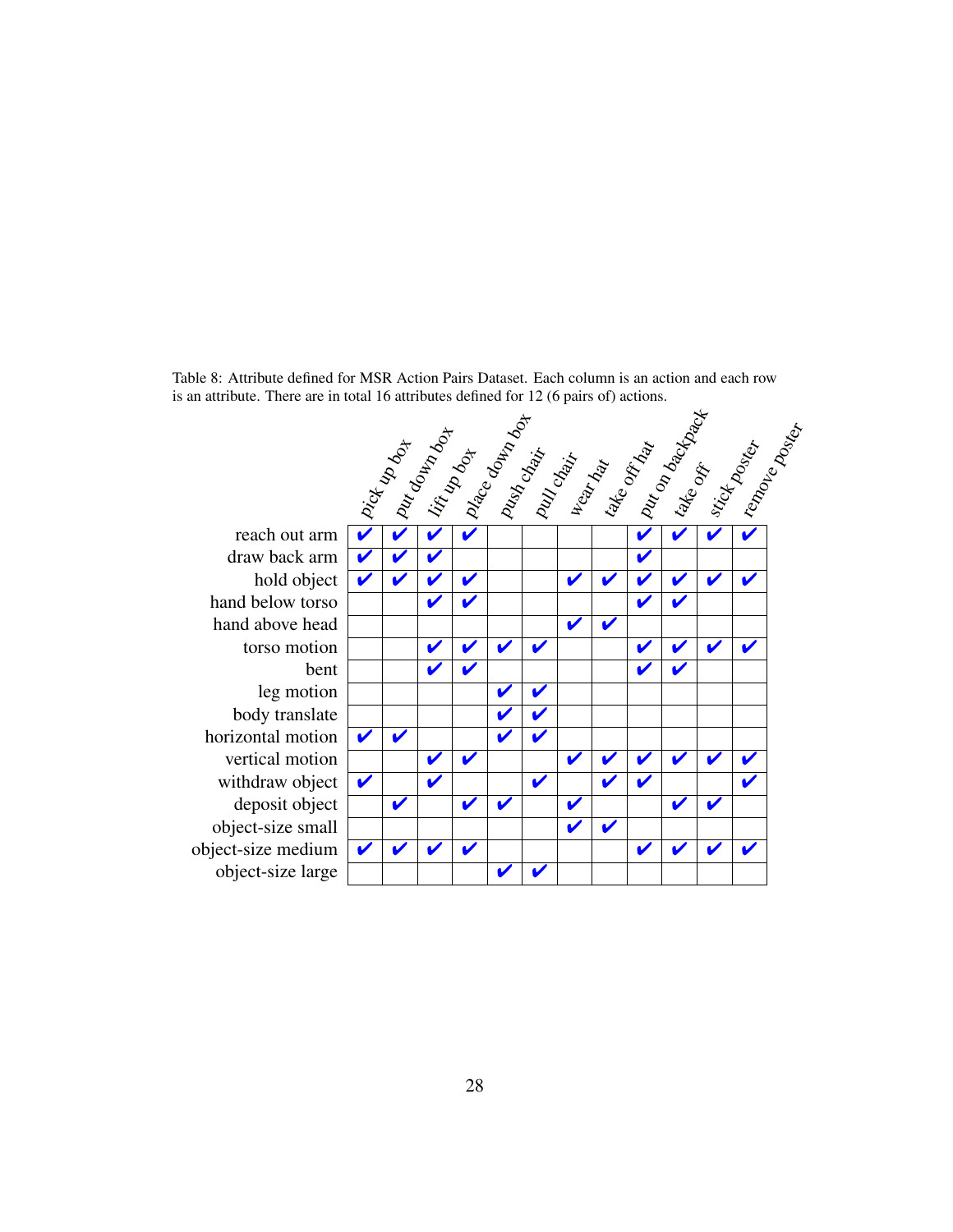Table 8: Attribute defined for MSR Action Pairs Dataset. Each column is an action and each row is an attribute. There are in total 16 attributes defined for 12 (6 pairs of) actions.

| | pick up box | put down box | lift up box | place down box | push chair | pull chair | wear hat | take off hat | put on backpack | take off | stick poster | remove poster |
|---|---|---|---|---|---|---|---|---|---|---|---|---|
| reach out arm | ✔ | ✔ | ✔ | ✔ | | | | | ✔ | ✔ | ✔ | ✔ |
| draw back arm | ✔ | ✔ | ✔ | | | | | | ✔ | | | |
| hold object | ✔ | ✔ | ✔ | ✔ | | | ✔ | ✔ | ✔ | ✔ | ✔ | ✔ |
| hand below torso | | | ✔ | ✔ | | | | | ✔ | ✔ | | |
| hand above head | | | | | | | ✔ | ✔ | | | | |
| torso motion | | | ✔ | ✔ | ✔ | ✔ | | | ✔ | ✔ | ✔ | ✔ |
| bent | | | ✔ | ✔ | | | | | ✔ | ✔ | | |
| leg motion | | | | | ✔ | ✔ | | | | | | |
| body translate | | | | | ✔ | ✔ | | | | | | |
| horizontal motion | ✔ | ✔ | | | ✔ | ✔ | | | | | | |
| vertical motion | | | ✔ | ✔ | | | ✔ | ✔ | ✔ | ✔ | ✔ | ✔ |
| withdraw object | ✔ | | ✔ | | | ✔ | | ✔ | ✔ | | | ✔ |
| deposit object | | ✔ | | ✔ | ✔ | | ✔ | | | ✔ | ✔ | |
| object-size small | | | | | | | ✔ | ✔ | | | | |
| object-size medium | ✔ | ✔ | ✔ | ✔ | | | | | ✔ | ✔ | ✔ | ✔ |
| object-size large | | | | | ✔ | ✔ | | | | | | |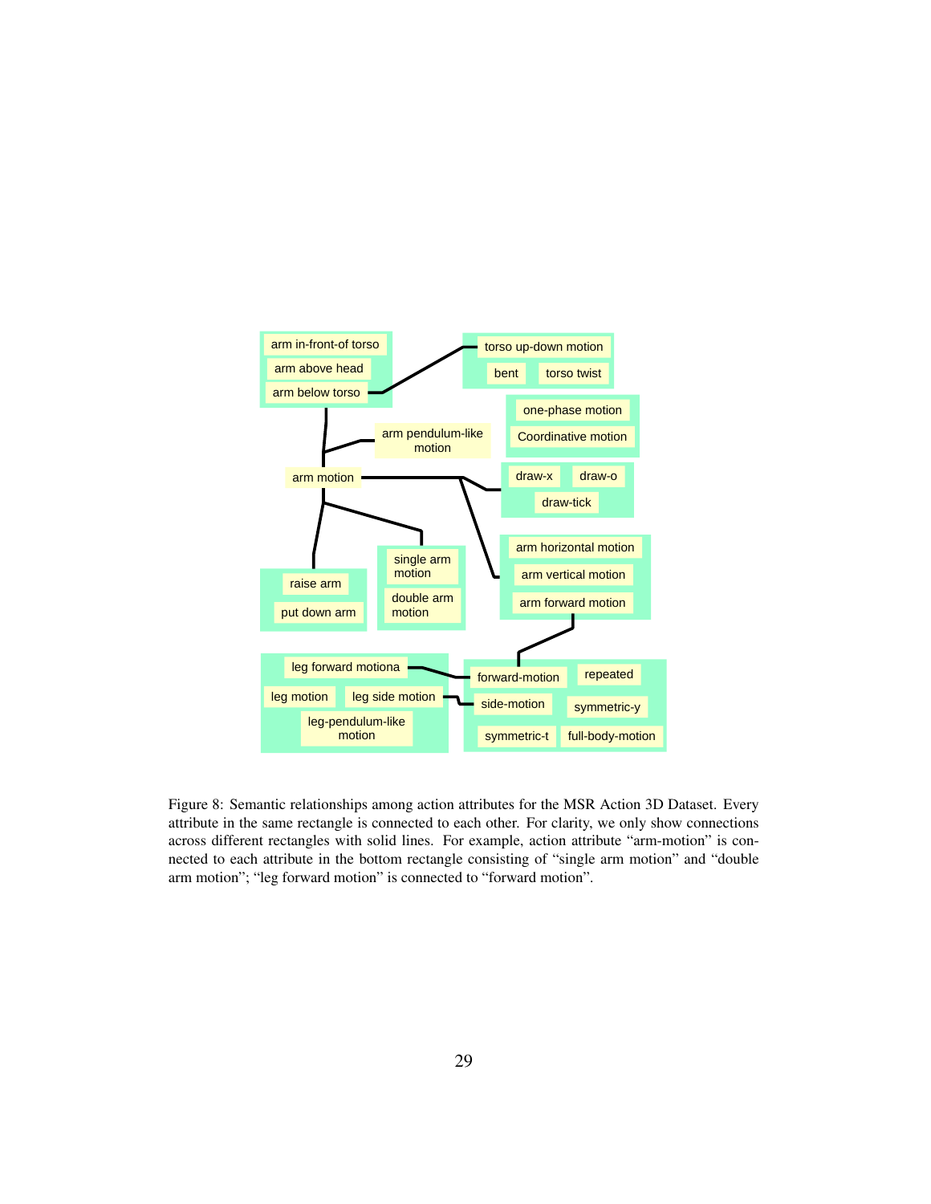arm in-front-of torso

arm above head

arm below torso

torso up-down motion

bent

torso twist

one-phase motion

Coordinative motion

arm pendulum-like motion

arm motion

draw-x

draw-o

draw-tick

arm horizontal motion

arm vertical motion

arm forward motion

single arm motion

double arm motion

raise arm

put down arm

leg forward motiona

leg motion

leg side motion

leg-pendulum-like motion

forward-motion

repeated

side-motion

symmetric-y

symmetric-t

full-body-motion

Figure 8: Semantic relationships among action attributes for the MSR Action 3D Dataset. Every attribute in the same rectangle is connected to each other. For clarity, we only show connections across different rectangles with solid lines. For example, action attribute "arm-motion" is connected to each attribute in the bottom rectangle consisting of "single arm motion" and "double arm motion"; "leg forward motion" is connected to "forward motion".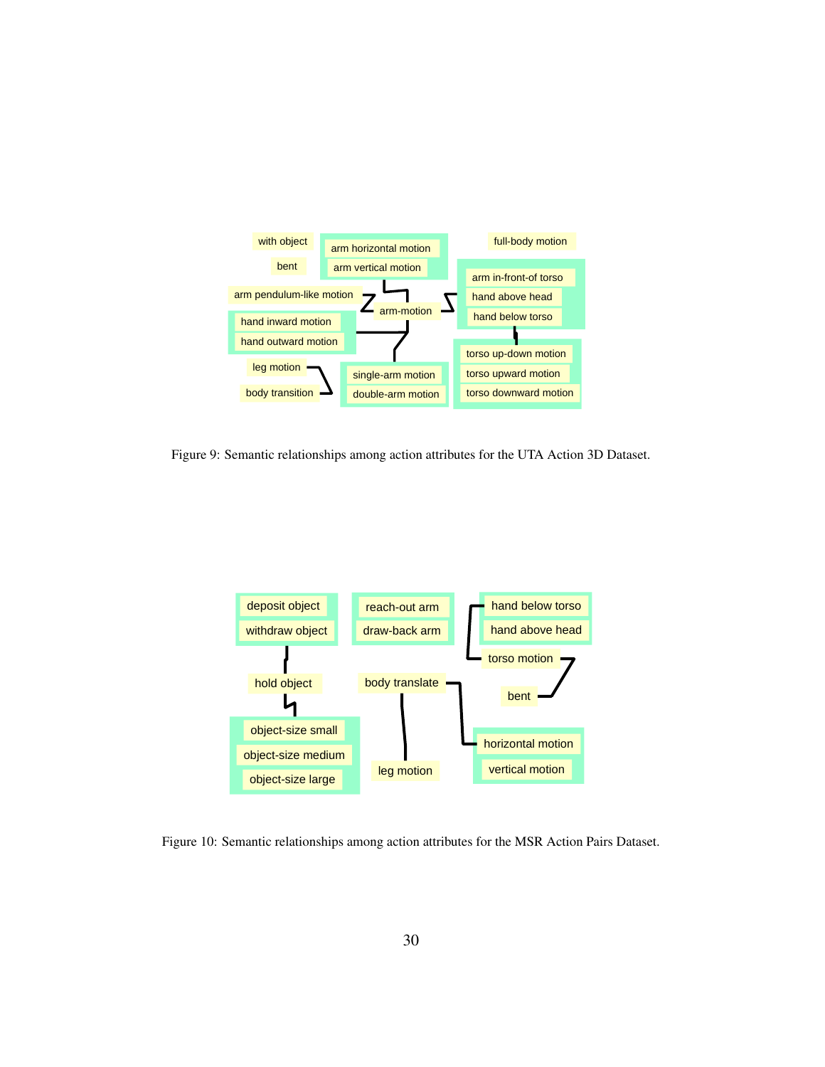with object

bent

arm horizontal motion

arm vertical motion

full-body motion

arm pendulum-like motion

arm-motion

arm in-front-of torso

hand above head

hand below torso

hand inward motion

hand outward motion

torso up-down motion

torso upward motion

torso downward motion

leg motion

body transition

single-arm motion

double-arm motion

Figure 9: Semantic relationships among action attributes for the UTA Action 3D Dataset.

deposit object

withdraw object

reach-out arm

draw-back arm

hand below torso

hand above head

torso motion

hold object

body translate

bent

object-size small

object-size medium

object-size large

leg motion

horizontal motion

vertical motion

Figure 10: Semantic relationships among action attributes for the MSR Action Pairs Dataset.